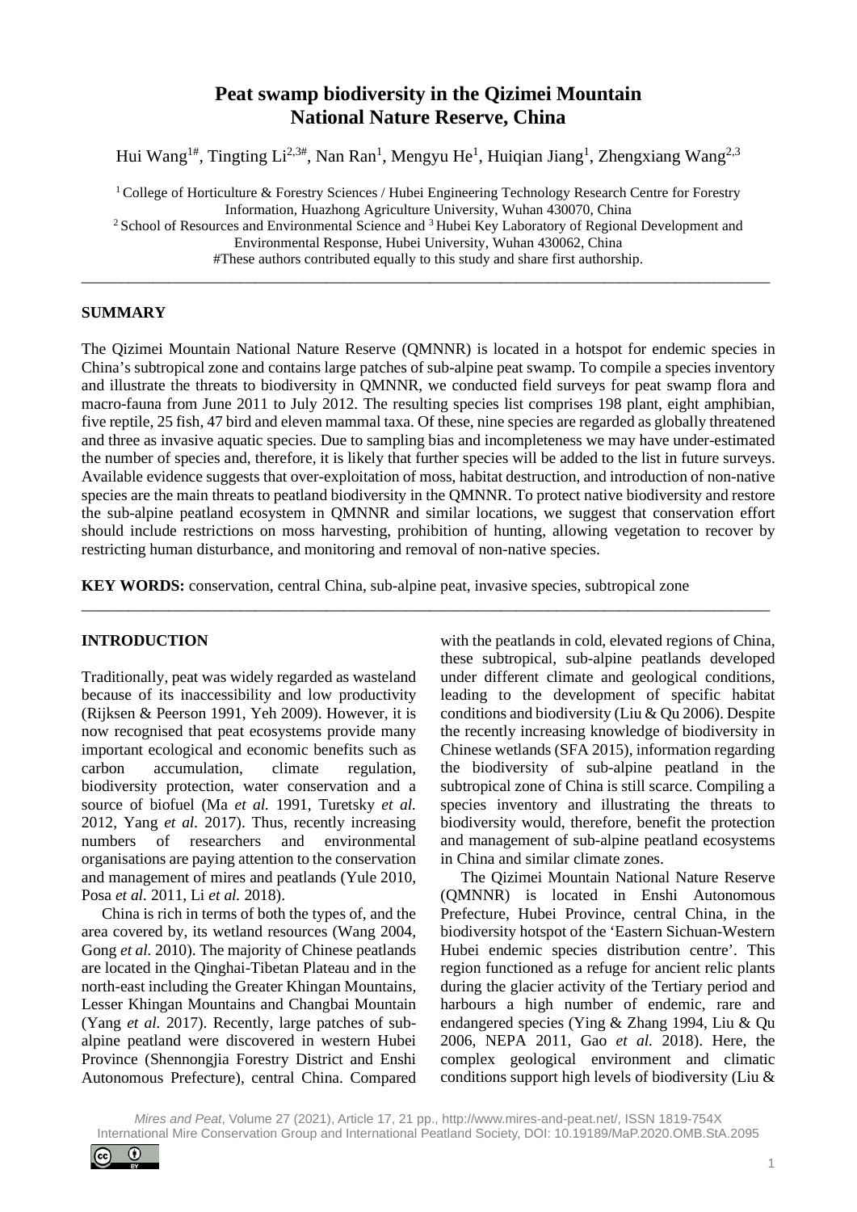# Peat swamp biodiversity in the Qizimei Mountain National Nature Reserve, China

Hui Wang[1#], Tingting Li[2,3#], Nan Ran[1], Mengyu He[1], Huiqian Jiang[1], Zhengxiang Wang[2,3]

[1] College of Horticulture & Forestry Sciences / Hubei Engineering Technology Research Centre for Forestry Information, Huazhong Agriculture University, Wuhan 430070, China
[2] School of Resources and Environmental Science and [3] Hubei Key Laboratory of Regional Development and Environmental Response, Hubei University, Wuhan 430062, China
#These authors contributed equally to this study and share first authorship.

---

## SUMMARY

The Qizimei Mountain National Nature Reserve (QMNNR) is located in a hotspot for endemic species in China's subtropical zone and contains large patches of sub-alpine peat swamp. To compile a species inventory and illustrate the threats to biodiversity in QMNNR, we conducted field surveys for peat swamp flora and macro-fauna from June 2011 to July 2012. The resulting species list comprises 198 plant, eight amphibian, five reptile, 25 fish, 47 bird and eleven mammal taxa. Of these, nine species are regarded as globally threatened and three as invasive aquatic species. Due to sampling bias and incompleteness we may have under-estimated the number of species and, therefore, it is likely that further species will be added to the list in future surveys. Available evidence suggests that over-exploitation of moss, habitat destruction, and introduction of non-native species are the main threats to peatland biodiversity in the QMNNR. To protect native biodiversity and restore the sub-alpine peatland ecosystem in QMNNR and similar locations, we suggest that conservation effort should include restrictions on moss harvesting, prohibition of hunting, allowing vegetation to recover by restricting human disturbance, and monitoring and removal of non-native species.

**KEY WORDS:** conservation, central China, sub-alpine peat, invasive species, subtropical zone

---

## INTRODUCTION

Traditionally, peat was widely regarded as wasteland because of its inaccessibility and low productivity (Rijksen & Peerson 1991, Yeh 2009). However, it is now recognised that peat ecosystems provide many important ecological and economic benefits such as carbon accumulation, climate regulation, biodiversity protection, water conservation and a source of biofuel (Ma *et al.* 1991, Turetsky *et al.* 2012, Yang *et al.* 2017). Thus, recently increasing numbers of researchers and environmental organisations are paying attention to the conservation and management of mires and peatlands (Yule 2010, Posa *et al.* 2011, Li *et al.* 2018).

China is rich in terms of both the types of, and the area covered by, its wetland resources (Wang 2004, Gong *et al.* 2010). The majority of Chinese peatlands are located in the Qinghai-Tibetan Plateau and in the north-east including the Greater Khingan Mountains, Lesser Khingan Mountains and Changbai Mountain (Yang *et al.* 2017). Recently, large patches of sub-alpine peatland were discovered in western Hubei Province (Shennongjia Forestry District and Enshi Autonomous Prefecture), central China. Compared with the peatlands in cold, elevated regions of China, these subtropical, sub-alpine peatlands developed under different climate and geological conditions, leading to the development of specific habitat conditions and biodiversity (Liu & Qu 2006). Despite the recently increasing knowledge of biodiversity in Chinese wetlands (SFA 2015), information regarding the biodiversity of sub-alpine peatland in the subtropical zone of China is still scarce. Compiling a species inventory and illustrating the threats to biodiversity would, therefore, benefit the protection and management of sub-alpine peatland ecosystems in China and similar climate zones.

The Qizimei Mountain National Nature Reserve (QMNNR) is located in Enshi Autonomous Prefecture, Hubei Province, central China, in the biodiversity hotspot of the 'Eastern Sichuan-Western Hubei endemic species distribution centre'. This region functioned as a refuge for ancient relic plants during the glacier activity of the Tertiary period and harbours a high number of endemic, rare and endangered species (Ying & Zhang 1994, Liu & Qu 2006, NEPA 2011, Gao *et al.* 2018). Here, the complex geological environment and climatic conditions support high levels of biodiversity (Liu &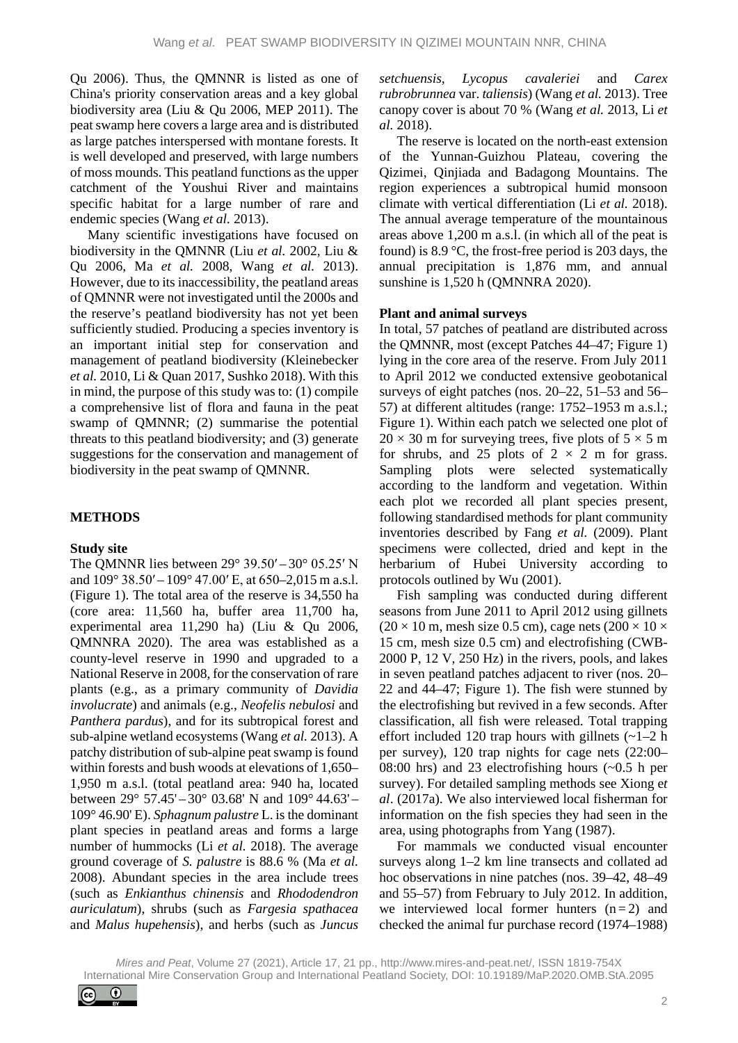Qu 2006). Thus, the QMNNR is listed as one of China's priority conservation areas and a key global biodiversity area (Liu & Qu 2006, MEP 2011). The peat swamp here covers a large area and is distributed as large patches interspersed with montane forests. It is well developed and preserved, with large numbers of moss mounds. This peatland functions as the upper catchment of the Youshui River and maintains specific habitat for a large number of rare and endemic species (Wang *et al.* 2013).

Many scientific investigations have focused on biodiversity in the QMNNR (Liu *et al.* 2002, Liu & Qu 2006, Ma *et al.* 2008, Wang *et al.* 2013). However, due to its inaccessibility, the peatland areas of QMNNR were not investigated until the 2000s and the reserve's peatland biodiversity has not yet been sufficiently studied. Producing a species inventory is an important initial step for conservation and management of peatland biodiversity (Kleinebecker *et al.* 2010, Li & Quan 2017, Sushko 2018). With this in mind, the purpose of this study was to: (1) compile a comprehensive list of flora and fauna in the peat swamp of QMNNR; (2) summarise the potential threats to this peatland biodiversity; and (3) generate suggestions for the conservation and management of biodiversity in the peat swamp of QMNNR.

## METHODS

### Study site

The QMNNR lies between 29° 39.50′ – 30° 05.25′ N and 109° 38.50′ – 109° 47.00′ E, at 650–2,015 m a.s.l. (Figure 1). The total area of the reserve is 34,550 ha (core area: 11,560 ha, buffer area 11,700 ha, experimental area 11,290 ha) (Liu & Qu 2006, QMNNRA 2020). The area was established as a county-level reserve in 1990 and upgraded to a National Reserve in 2008, for the conservation of rare plants (e.g., as a primary community of *Davidia involucrate*) and animals (e.g., *Neofelis nebulosi* and *Panthera pardus*), and for its subtropical forest and sub-alpine wetland ecosystems (Wang *et al.* 2013). A patchy distribution of sub-alpine peat swamp is found within forests and bush woods at elevations of 1,650–1,950 m a.s.l. (total peatland area: 940 ha, located between 29° 57.45' – 30° 03.68' N and 109° 44.63' – 109° 46.90' E). *Sphagnum palustre* L. is the dominant plant species in peatland areas and forms a large number of hummocks (Li *et al.* 2018). The average ground coverage of *S. palustre* is 88.6 % (Ma *et al.* 2008). Abundant species in the area include trees (such as *Enkianthus chinensis* and *Rhododendron auriculatum*), shrubs (such as *Fargesia spathacea* and *Malus hupehensis*), and herbs (such as *Juncus setchuensis*, *Lycopus cavaleriei* and *Carex rubrobrunnea* var. *taliensis*) (Wang *et al.* 2013). Tree canopy cover is about 70 % (Wang *et al.* 2013, Li *et al.* 2018).

The reserve is located on the north-east extension of the Yunnan-Guizhou Plateau, covering the Qizimei, Qinjiada and Badagong Mountains. The region experiences a subtropical humid monsoon climate with vertical differentiation (Li *et al.* 2018). The annual average temperature of the mountainous areas above 1,200 m a.s.l. (in which all of the peat is found) is 8.9 °C, the frost-free period is 203 days, the annual precipitation is 1,876 mm, and annual sunshine is 1,520 h (QMNNRA 2020).

### Plant and animal surveys

In total, 57 patches of peatland are distributed across the QMNNR, most (except Patches 44–47; Figure 1) lying in the core area of the reserve. From July 2011 to April 2012 we conducted extensive geobotanical surveys of eight patches (nos. 20–22, 51–53 and 56–57) at different altitudes (range: 1752–1953 m a.s.l.; Figure 1). Within each patch we selected one plot of $20 \times 30$ m for surveying trees, five plots of $5 \times 5$ m for shrubs, and 25 plots of $2 \times 2$ m for grass. Sampling plots were selected systematically according to the landform and vegetation. Within each plot we recorded all plant species present, following standardised methods for plant community inventories described by Fang *et al.* (2009). Plant specimens were collected, dried and kept in the herbarium of Hubei University according to protocols outlined by Wu (2001).

Fish sampling was conducted during different seasons from June 2011 to April 2012 using gillnets ($20 \times 10$ m, mesh size 0.5 cm), cage nets ($200 \times 10 \times 15$ cm, mesh size 0.5 cm) and electrofishing (CWB-2000 P, 12 V, 250 Hz) in the rivers, pools, and lakes in seven peatland patches adjacent to river (nos. 20–22 and 44–47; Figure 1). The fish were stunned by the electrofishing but revived in a few seconds. After classification, all fish were released. Total trapping effort included 120 trap hours with gillnets (~1–2 h per survey), 120 trap nights for cage nets (22:00–08:00 hrs) and 23 electrofishing hours (~0.5 h per survey). For detailed sampling methods see Xiong e*t al*. (2017a). We also interviewed local fisherman for information on the fish species they had seen in the area, using photographs from Yang (1987).

For mammals we conducted visual encounter surveys along 1–2 km line transects and collated ad hoc observations in nine patches (nos. 39–42, 48–49 and 55–57) from February to July 2012. In addition, we interviewed local former hunters ($n = 2$) and checked the animal fur purchase record (1974–1988)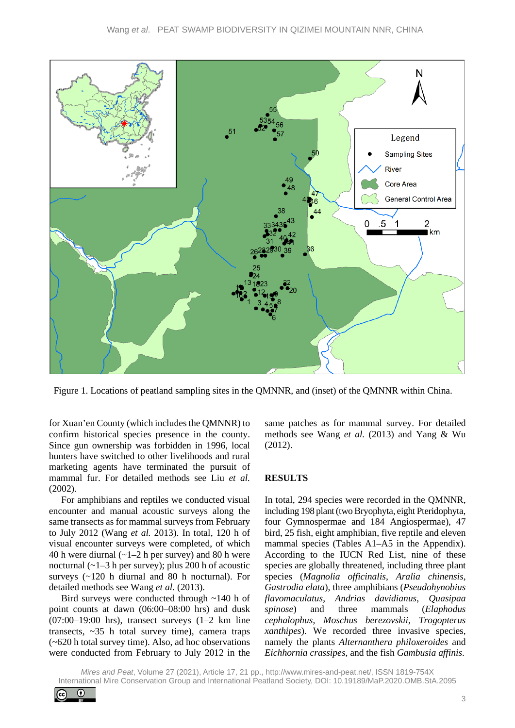Figure 1. Locations of peatland sampling sites in the QMNNR, and (inset) of the QMNNR within China.

for Xuan'en County (which includes the QMNNR) to confirm historical species presence in the county. Since gun ownership was forbidden in 1996, local hunters have switched to other livelihoods and rural marketing agents have terminated the pursuit of mammal fur. For detailed methods see Liu *et al.* (2002).

For amphibians and reptiles we conducted visual encounter and manual acoustic surveys along the same transects as for mammal surveys from February to July 2012 (Wang *et al.* 2013). In total, 120 h of visual encounter surveys were completed, of which 40 h were diurnal (~1–2 h per survey) and 80 h were nocturnal (~1–3 h per survey); plus 200 h of acoustic surveys (~120 h diurnal and 80 h nocturnal). For detailed methods see Wang *et al.* (2013).

Bird surveys were conducted through ~140 h of point counts at dawn (06:00–08:00 hrs) and dusk (07:00–19:00 hrs), transect surveys (1–2 km line transects, ~35 h total survey time), camera traps (~620 h total survey time). Also, ad hoc observations were conducted from February to July 2012 in the same patches as for mammal survey. For detailed methods see Wang *et al.* (2013) and Yang & Wu (2012).

## RESULTS

In total, 294 species were recorded in the QMNNR, including 198 plant (two Bryophyta, eight Pteridophyta, four Gymnospermae and 184 Angiospermae), 47 bird, 25 fish, eight amphibian, five reptile and eleven mammal species (Tables A1–A5 in the Appendix). According to the IUCN Red List, nine of these species are globally threatened, including three plant species (*Magnolia officinalis*, *Aralia chinensis*, *Gastrodia elata*), three amphibians (*Pseudohynobius flavomaculatus*, *Andrias davidianus*, *Quasipaa spinose*) and three mammals (*Elaphodus cephalophus*, *Moschus berezovskii*, *Trogopterus xanthipes*). We recorded three invasive species, namely the plants *Alternanthera philoxeroides* and *Eichhornia crassipes*, and the fish *Gambusia affinis*.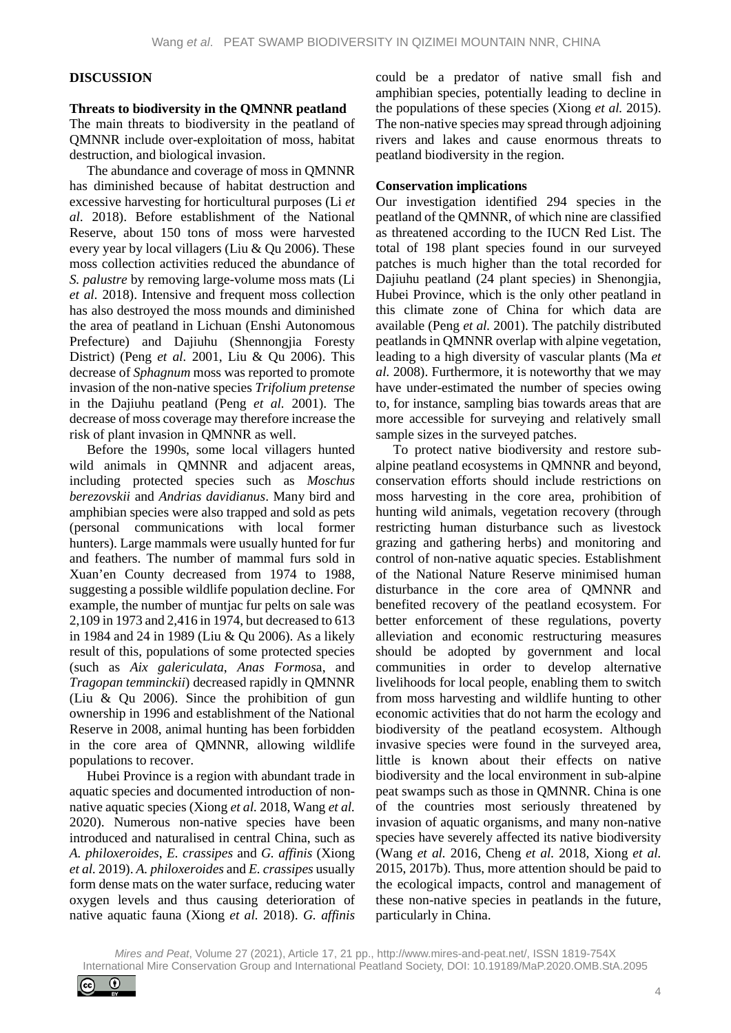## DISCUSSION

### Threats to biodiversity in the QMNNR peatland

The main threats to biodiversity in the peatland of QMNNR include over-exploitation of moss, habitat destruction, and biological invasion.

The abundance and coverage of moss in QMNNR has diminished because of habitat destruction and excessive harvesting for horticultural purposes (Li *et al.* 2018). Before establishment of the National Reserve, about 150 tons of moss were harvested every year by local villagers (Liu & Qu 2006). These moss collection activities reduced the abundance of *S. palustre* by removing large-volume moss mats (Li *et al.* 2018). Intensive and frequent moss collection has also destroyed the moss mounds and diminished the area of peatland in Lichuan (Enshi Autonomous Prefecture) and Dajiuhu (Shennongjia Foresty District) (Peng *et al.* 2001, Liu & Qu 2006). This decrease of *Sphagnum* moss was reported to promote invasion of the non-native species *Trifolium pretense* in the Dajiuhu peatland (Peng *et al.* 2001). The decrease of moss coverage may therefore increase the risk of plant invasion in QMNNR as well.

Before the 1990s, some local villagers hunted wild animals in QMNNR and adjacent areas, including protected species such as *Moschus berezovskii* and *Andrias davidianus*. Many bird and amphibian species were also trapped and sold as pets (personal communications with local former hunters). Large mammals were usually hunted for fur and feathers. The number of mammal furs sold in Xuan'en County decreased from 1974 to 1988, suggesting a possible wildlife population decline. For example, the number of muntjac fur pelts on sale was 2,109 in 1973 and 2,416 in 1974, but decreased to 613 in 1984 and 24 in 1989 (Liu & Qu 2006). As a likely result of this, populations of some protected species (such as *Aix galericulata*, *Anas Formosa*, and *Tragopan temminckii*) decreased rapidly in QMNNR (Liu & Qu 2006). Since the prohibition of gun ownership in 1996 and establishment of the National Reserve in 2008, animal hunting has been forbidden in the core area of QMNNR, allowing wildlife populations to recover.

Hubei Province is a region with abundant trade in aquatic species and documented introduction of non-native aquatic species (Xiong *et al.* 2018, Wang *et al.* 2020). Numerous non-native species have been introduced and naturalised in central China, such as *A. philoxeroides*, *E. crassipes* and *G. affinis* (Xiong *et al.* 2019). *A. philoxeroides* and *E. crassipes* usually form dense mats on the water surface, reducing water oxygen levels and thus causing deterioration of native aquatic fauna (Xiong *et al.* 2018). *G. affinis* could be a predator of native small fish and amphibian species, potentially leading to decline in the populations of these species (Xiong *et al.* 2015). The non-native species may spread through adjoining rivers and lakes and cause enormous threats to peatland biodiversity in the region.

### Conservation implications

Our investigation identified 294 species in the peatland of the QMNNR, of which nine are classified as threatened according to the IUCN Red List. The total of 198 plant species found in our surveyed patches is much higher than the total recorded for Dajiuhu peatland (24 plant species) in Shenongjia, Hubei Province, which is the only other peatland in this climate zone of China for which data are available (Peng *et al.* 2001). The patchily distributed peatlands in QMNNR overlap with alpine vegetation, leading to a high diversity of vascular plants (Ma *et al.* 2008). Furthermore, it is noteworthy that we may have under-estimated the number of species owing to, for instance, sampling bias towards areas that are more accessible for surveying and relatively small sample sizes in the surveyed patches.

To protect native biodiversity and restore sub-alpine peatland ecosystems in QMNNR and beyond, conservation efforts should include restrictions on moss harvesting in the core area, prohibition of hunting wild animals, vegetation recovery (through restricting human disturbance such as livestock grazing and gathering herbs) and monitoring and control of non-native aquatic species. Establishment of the National Nature Reserve minimised human disturbance in the core area of QMNNR and benefited recovery of the peatland ecosystem. For better enforcement of these regulations, poverty alleviation and economic restructuring measures should be adopted by government and local communities in order to develop alternative livelihoods for local people, enabling them to switch from moss harvesting and wildlife hunting to other economic activities that do not harm the ecology and biodiversity of the peatland ecosystem. Although invasive species were found in the surveyed area, little is known about their effects on native biodiversity and the local environment in sub-alpine peat swamps such as those in QMNNR. China is one of the countries most seriously threatened by invasion of aquatic organisms, and many non-native species have severely affected its native biodiversity (Wang *et al.* 2016, Cheng *et al.* 2018, Xiong *et al.* 2015, 2017b). Thus, more attention should be paid to the ecological impacts, control and management of these non-native species in peatlands in the future, particularly in China.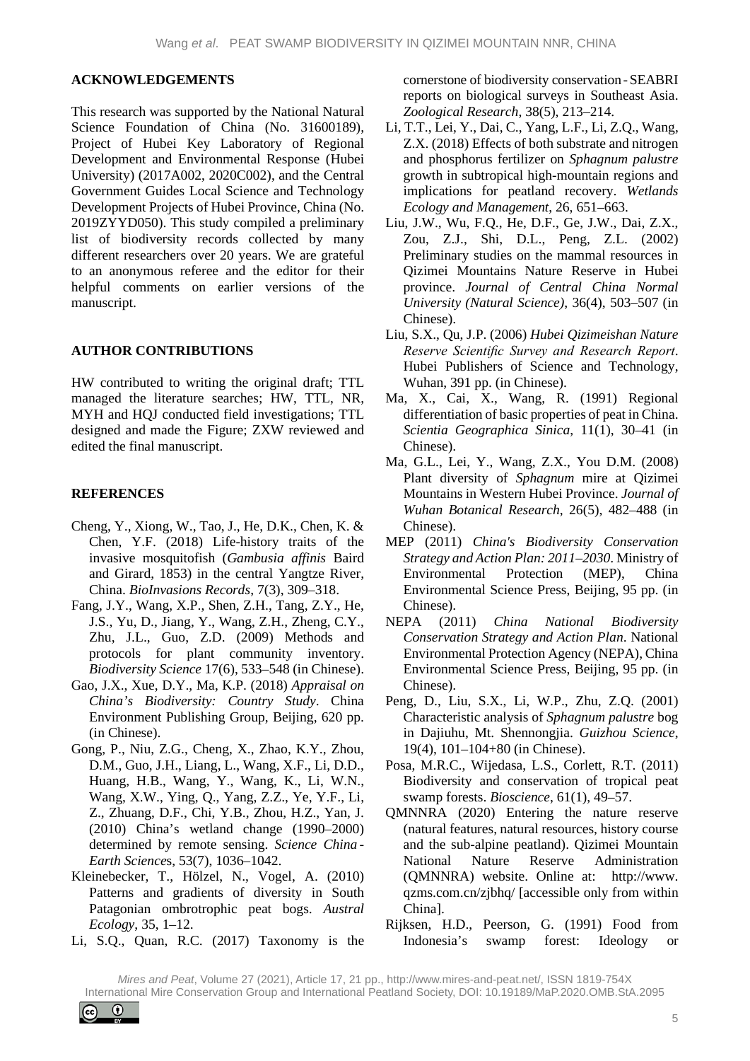## ACKNOWLEDGEMENTS

This research was supported by the National Natural Science Foundation of China (No. 31600189), Project of Hubei Key Laboratory of Regional Development and Environmental Response (Hubei University) (2017A002, 2020C002), and the Central Government Guides Local Science and Technology Development Projects of Hubei Province, China (No. 2019ZYYD050). This study compiled a preliminary list of biodiversity records collected by many different researchers over 20 years. We are grateful to an anonymous referee and the editor for their helpful comments on earlier versions of the manuscript.

## AUTHOR CONTRIBUTIONS

HW contributed to writing the original draft; TTL managed the literature searches; HW, TTL, NR, MYH and HQJ conducted field investigations; TTL designed and made the Figure; ZXW reviewed and edited the final manuscript.

## REFERENCES

Cheng, Y., Xiong, W., Tao, J., He, D.K., Chen, K. & Chen, Y.F. (2018) Life-history traits of the invasive mosquitofish (*Gambusia affinis* Baird and Girard, 1853) in the central Yangtze River, China. *BioInvasions Records*, 7(3), 309–318.

Fang, J.Y., Wang, X.P., Shen, Z.H., Tang, Z.Y., He, J.S., Yu, D., Jiang, Y., Wang, Z.H., Zheng, C.Y., Zhu, J.L., Guo, Z.D. (2009) Methods and protocols for plant community inventory. *Biodiversity Science* 17(6), 533–548 (in Chinese).

Gao, J.X., Xue, D.Y., Ma, K.P. (2018) *Appraisal on China's Biodiversity: Country Study*. China Environment Publishing Group, Beijing, 620 pp. (in Chinese).

Gong, P., Niu, Z.G., Cheng, X., Zhao, K.Y., Zhou, D.M., Guo, J.H., Liang, L., Wang, X.F., Li, D.D., Huang, H.B., Wang, Y., Wang, K., Li, W.N., Wang, X.W., Ying, Q., Yang, Z.Z., Ye, Y.F., Li, Z., Zhuang, D.F., Chi, Y.B., Zhou, H.Z., Yan, J. (2010) China's wetland change (1990–2000) determined by remote sensing. *Science China - Earth Sciences*, 53(7), 1036–1042.

Kleinebecker, T., Hölzel, N., Vogel, A. (2010) Patterns and gradients of diversity in South Patagonian ombrotrophic peat bogs. *Austral Ecology*, 35, 1–12.

Li, S.Q., Quan, R.C. (2017) Taxonomy is the cornerstone of biodiversity conservation - SEABRI reports on biological surveys in Southeast Asia. *Zoological Research*, 38(5), 213–214.

Li, T.T., Lei, Y., Dai, C., Yang, L.F., Li, Z.Q., Wang, Z.X. (2018) Effects of both substrate and nitrogen and phosphorus fertilizer on *Sphagnum palustre* growth in subtropical high-mountain regions and implications for peatland recovery. *Wetlands Ecology and Management*, 26, 651–663.

Liu, J.W., Wu, F.Q., He, D.F., Ge, J.W., Dai, Z.X., Zou, Z.J., Shi, D.L., Peng, Z.L. (2002) Preliminary studies on the mammal resources in Qizimei Mountains Nature Reserve in Hubei province. *Journal of Central China Normal University (Natural Science)*, 36(4), 503–507 (in Chinese).

Liu, S.X., Qu, J.P. (2006) *Hubei Qizimeishan Nature Reserve Scientific Survey and Research Report*. Hubei Publishers of Science and Technology, Wuhan, 391 pp. (in Chinese).

Ma, X., Cai, X., Wang, R. (1991) Regional differentiation of basic properties of peat in China. *Scientia Geographica Sinica*, 11(1), 30–41 (in Chinese).

Ma, G.L., Lei, Y., Wang, Z.X., You D.M. (2008) Plant diversity of *Sphagnum* mire at Qizimei Mountains in Western Hubei Province. *Journal of Wuhan Botanical Research*, 26(5), 482–488 (in Chinese).

MEP (2011) *China's Biodiversity Conservation Strategy and Action Plan: 2011–2030*. Ministry of Environmental Protection (MEP), China Environmental Science Press, Beijing, 95 pp. (in Chinese).

NEPA (2011) *China National Biodiversity Conservation Strategy and Action Plan*. National Environmental Protection Agency (NEPA), China Environmental Science Press, Beijing, 95 pp. (in Chinese).

Peng, D., Liu, S.X., Li, W.P., Zhu, Z.Q. (2001) Characteristic analysis of *Sphagnum palustre* bog in Dajiuhu, Mt. Shennongjia. *Guizhou Science*, 19(4), 101–104+80 (in Chinese).

Posa, M.R.C., Wijedasa, L.S., Corlett, R.T. (2011) Biodiversity and conservation of tropical peat swamp forests. *Bioscience*, 61(1), 49–57.

QMNNRA (2020) Entering the nature reserve (natural features, natural resources, history course and the sub-alpine peatland). Qizimei Mountain National Nature Reserve Administration (QMNNRA) website. Online at: http://www.qzms.com.cn/zjbhq/ [accessible only from within China].

Rijksen, H.D., Peerson, G. (1991) Food from Indonesia's swamp forest: Ideology or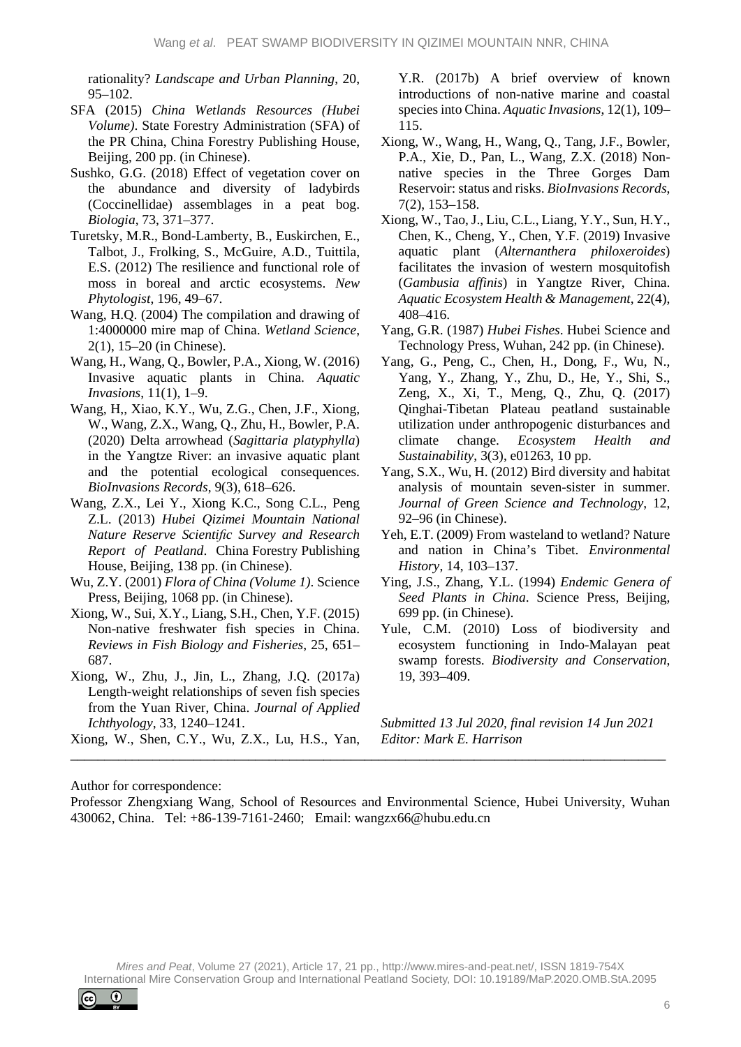rationality? *Landscape and Urban Planning*, 20, 95–102.

SFA (2015) *China Wetlands Resources (Hubei Volume)*. State Forestry Administration (SFA) of the PR China, China Forestry Publishing House, Beijing, 200 pp. (in Chinese).

Sushko, G.G. (2018) Effect of vegetation cover on the abundance and diversity of ladybirds (Coccinellidae) assemblages in a peat bog. *Biologia*, 73, 371–377.

Turetsky, M.R., Bond-Lamberty, B., Euskirchen, E., Talbot, J., Frolking, S., McGuire, A.D., Tuittila, E.S. (2012) The resilience and functional role of moss in boreal and arctic ecosystems. *New Phytologist*, 196, 49–67.

Wang, H.Q. (2004) The compilation and drawing of 1:4000000 mire map of China. *Wetland Science*, 2(1), 15–20 (in Chinese).

Wang, H., Wang, Q., Bowler, P.A., Xiong, W. (2016) Invasive aquatic plants in China. *Aquatic Invasions*, 11(1), 1–9.

Wang, H,, Xiao, K.Y., Wu, Z.G., Chen, J.F., Xiong, W., Wang, Z.X., Wang, Q., Zhu, H., Bowler, P.A. (2020) Delta arrowhead (*Sagittaria platyphylla*) in the Yangtze River: an invasive aquatic plant and the potential ecological consequences. *BioInvasions Records*, 9(3), 618–626.

Wang, Z.X., Lei Y., Xiong K.C., Song C.L., Peng Z.L. (2013) *Hubei Qizimei Mountain National Nature Reserve Scientific Survey and Research Report of Peatland*. China Forestry Publishing House, Beijing, 138 pp. (in Chinese).

Wu, Z.Y. (2001) *Flora of China (Volume 1)*. Science Press, Beijing, 1068 pp. (in Chinese).

Xiong, W., Sui, X.Y., Liang, S.H., Chen, Y.F. (2015) Non-native freshwater fish species in China. *Reviews in Fish Biology and Fisheries*, 25, 651–687.

Xiong, W., Zhu, J., Jin, L., Zhang, J.Q. (2017a) Length-weight relationships of seven fish species from the Yuan River, China. *Journal of Applied Ichthyology*, 33, 1240–1241.

Xiong, W., Shen, C.Y., Wu, Z.X., Lu, H.S., Yan, Y.R. (2017b) A brief overview of known introductions of non-native marine and coastal species into China. *Aquatic Invasions*, 12(1), 109–115.

Xiong, W., Wang, H., Wang, Q., Tang, J.F., Bowler, P.A., Xie, D., Pan, L., Wang, Z.X. (2018) Non-native species in the Three Gorges Dam Reservoir: status and risks. *BioInvasions Records*, 7(2), 153–158.

Xiong, W., Tao, J., Liu, C.L., Liang, Y.Y., Sun, H.Y., Chen, K., Cheng, Y., Chen, Y.F. (2019) Invasive aquatic plant (*Alternanthera philoxeroides*) facilitates the invasion of western mosquitofish (*Gambusia affinis*) in Yangtze River, China. *Aquatic Ecosystem Health & Management*, 22(4), 408–416.

Yang, G.R. (1987) *Hubei Fishes*. Hubei Science and Technology Press, Wuhan, 242 pp. (in Chinese).

Yang, G., Peng, C., Chen, H., Dong, F., Wu, N., Yang, Y., Zhang, Y., Zhu, D., He, Y., Shi, S., Zeng, X., Xi, T., Meng, Q., Zhu, Q. (2017) Qinghai-Tibetan Plateau peatland sustainable utilization under anthropogenic disturbances and climate change. *Ecosystem Health and Sustainability*, 3(3), e01263, 10 pp.

Yang, S.X., Wu, H. (2012) Bird diversity and habitat analysis of mountain seven-sister in summer. *Journal of Green Science and Technology*, 12, 92–96 (in Chinese).

Yeh, E.T. (2009) From wasteland to wetland? Nature and nation in China's Tibet. *Environmental History*, 14, 103–137.

Ying, J.S., Zhang, Y.L. (1994) *Endemic Genera of Seed Plants in China*. Science Press, Beijing, 699 pp. (in Chinese).

Yule, C.M. (2010) Loss of biodiversity and ecosystem functioning in Indo-Malayan peat swamp forests. *Biodiversity and Conservation*, 19, 393–409.

*Submitted 13 Jul 2020, final revision 14 Jun 2021*
*Editor: Mark E. Harrison*

---

Author for correspondence:

Professor Zhengxiang Wang, School of Resources and Environmental Science, Hubei University, Wuhan 430062, China. Tel: +86-139-7161-2460; Email: wangzx66@hubu.edu.cn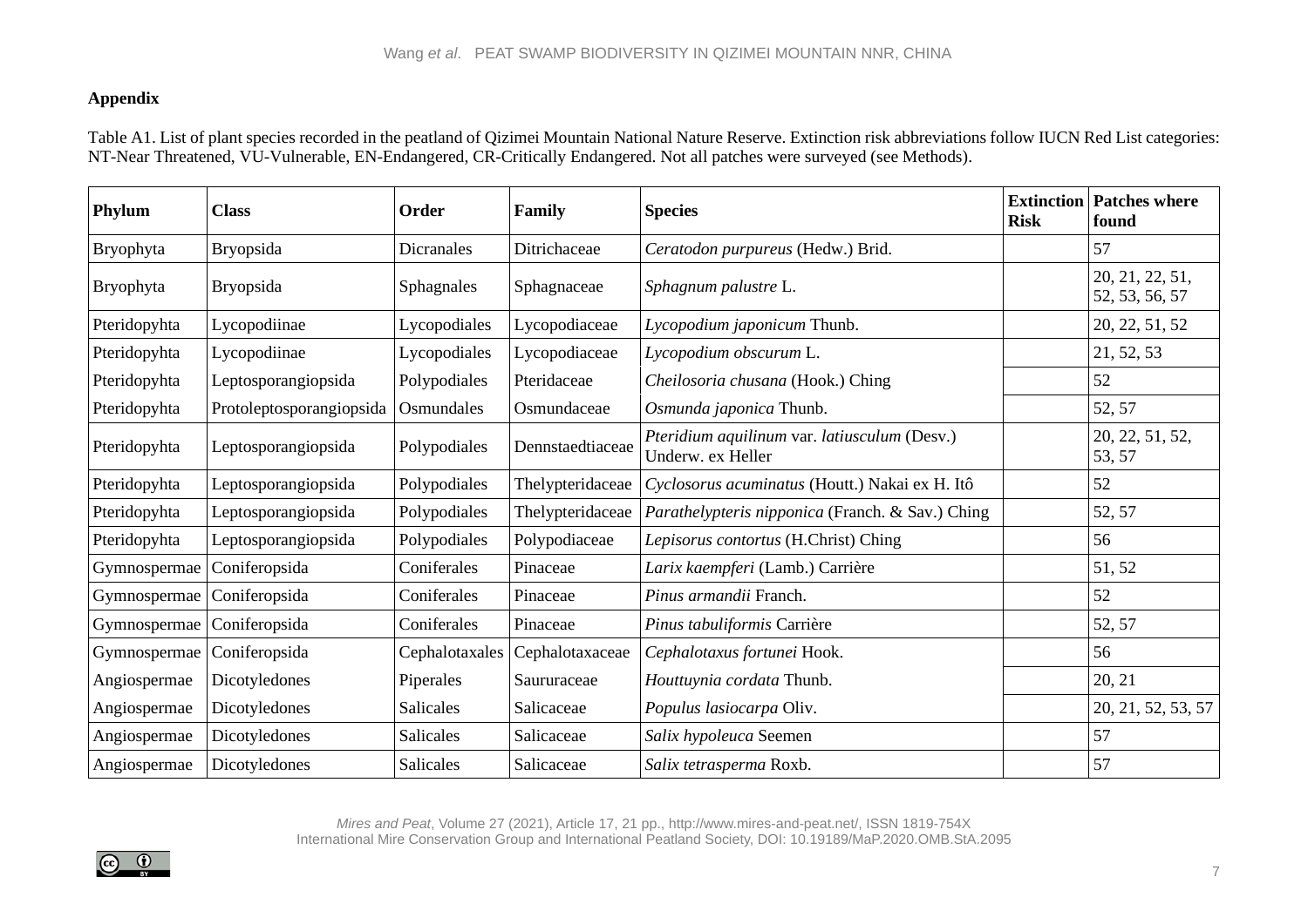## Appendix

Table A1. List of plant species recorded in the peatland of Qizimei Mountain National Nature Reserve. Extinction risk abbreviations follow IUCN Red List categories: NT-Near Threatened, VU-Vulnerable, EN-Endangered, CR-Critically Endangered. Not all patches were surveyed (see Methods).

| Phylum | Class | Order | Family | Species | Extinction Risk | Patches where found |
|---|---|---|---|---|---|---|
| Bryophyta | Bryopsida | Dicranales | Ditrichaceae | *Ceratodon purpureus* (Hedw.) Brid. | | 57 |
| Bryophyta | Bryopsida | Sphagnales | Sphagnaceae | *Sphagnum palustre* L. | | 20, 21, 22, 51, 52, 53, 56, 57 |
| Pteridopyhta | Lycopodiinae | Lycopodiales | Lycopodiaceae | *Lycopodium japonicum* Thunb. | | 20, 22, 51, 52 |
| Pteridopyhta | Lycopodiinae | Lycopodiales | Lycopodiaceae | *Lycopodium obscurum* L. | | 21, 52, 53 |
| Pteridopyhta | Leptosporangiopsida | Polypodiales | Pteridaceae | *Cheilosoria chusana* (Hook.) Ching | | 52 |
| Pteridopyhta | Protoleptosporangiopsida | Osmundales | Osmundaceae | *Osmunda japonica* Thunb. | | 52, 57 |
| Pteridopyhta | Leptosporangiopsida | Polypodiales | Dennstaedtiaceae | *Pteridium aquilinum* var. *latiusculum* (Desv.) Underw. ex Heller | | 20, 22, 51, 52, 53, 57 |
| Pteridopyhta | Leptosporangiopsida | Polypodiales | Thelypteridaceae | *Cyclosorus acuminatus* (Houtt.) Nakai ex H. Itô | | 52 |
| Pteridopyhta | Leptosporangiopsida | Polypodiales | Thelypteridaceae | *Parathelypteris nipponica* (Franch. & Sav.) Ching | | 52, 57 |
| Pteridopyhta | Leptosporangiopsida | Polypodiales | Polypodiaceae | *Lepisorus contortus* (H.Christ) Ching | | 56 |
| Gymnospermae | Coniferopsida | Coniferales | Pinaceae | *Larix kaempferi* (Lamb.) Carrière | | 51, 52 |
| Gymnospermae | Coniferopsida | Coniferales | Pinaceae | *Pinus armandii* Franch. | | 52 |
| Gymnospermae | Coniferopsida | Coniferales | Pinaceae | *Pinus tabuliformis* Carrière | | 52, 57 |
| Gymnospermae | Coniferopsida | Cephalotaxales | Cephalotaxaceae | *Cephalotaxus fortunei* Hook. | | 56 |
| Angiospermae | Dicotyledones | Piperales | Saururaceae | *Houttuynia cordata* Thunb. | | 20, 21 |
| Angiospermae | Dicotyledones | Salicales | Salicaceae | *Populus lasiocarpa* Oliv. | | 20, 21, 52, 53, 57 |
| Angiospermae | Dicotyledones | Salicales | Salicaceae | *Salix hypoleuca* Seemen | | 57 |
| Angiospermae | Dicotyledones | Salicales | Salicaceae | *Salix tetrasperma* Roxb. | | 57 |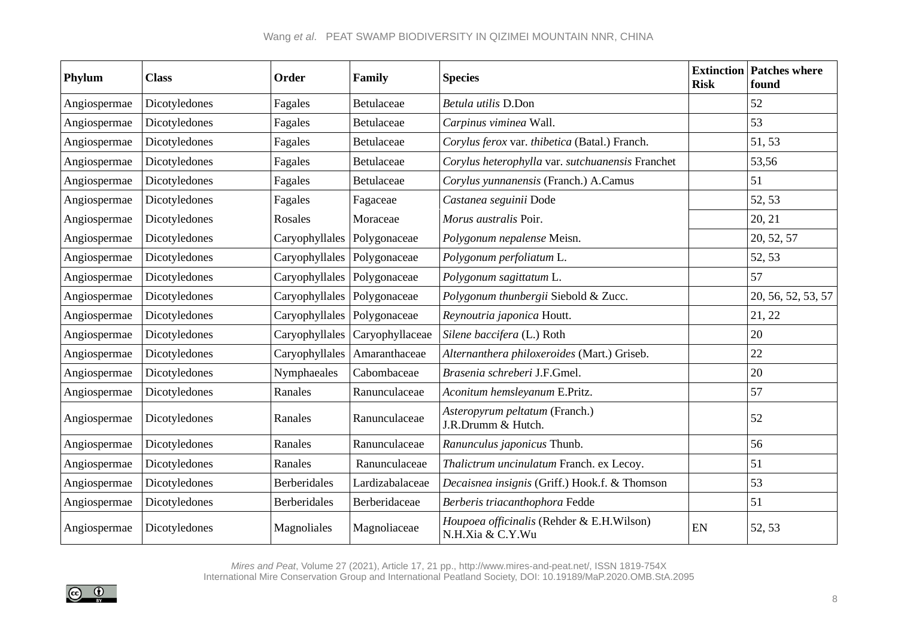| Phylum | Class | Order | Family | Species | Extinction Risk | Patches where found |
|---|---|---|---|---|---|---|
| Angiospermae | Dicotyledones | Fagales | Betulaceae | *Betula utilis* D.Don | | 52 |
| Angiospermae | Dicotyledones | Fagales | Betulaceae | *Carpinus viminea* Wall. | | 53 |
| Angiospermae | Dicotyledones | Fagales | Betulaceae | *Corylus ferox* var. *thibetica* (Batal.) Franch. | | 51, 53 |
| Angiospermae | Dicotyledones | Fagales | Betulaceae | *Corylus heterophylla* var. *sutchuanensis* Franchet | | 53,56 |
| Angiospermae | Dicotyledones | Fagales | Betulaceae | *Corylus yunnanensis* (Franch.) A.Camus | | 51 |
| Angiospermae | Dicotyledones | Fagales | Fagaceae | *Castanea seguinii* Dode | | 52, 53 |
| Angiospermae | Dicotyledones | Rosales | Moraceae | *Morus australis* Poir. | | 20, 21 |
| Angiospermae | Dicotyledones | Caryophyllales | Polygonaceae | *Polygonum nepalense* Meisn. | | 20, 52, 57 |
| Angiospermae | Dicotyledones | Caryophyllales | Polygonaceae | *Polygonum perfoliatum* L. | | 52, 53 |
| Angiospermae | Dicotyledones | Caryophyllales | Polygonaceae | *Polygonum sagittatum* L. | | 57 |
| Angiospermae | Dicotyledones | Caryophyllales | Polygonaceae | *Polygonum thunbergii* Siebold & Zucc. | | 20, 56, 52, 53, 57 |
| Angiospermae | Dicotyledones | Caryophyllales | Polygonaceae | *Reynoutria japonica* Houtt. | | 21, 22 |
| Angiospermae | Dicotyledones | Caryophyllales | Caryophyllaceae | *Silene baccifera* (L.) Roth | | 20 |
| Angiospermae | Dicotyledones | Caryophyllales | Amaranthaceae | *Alternanthera philoxeroides* (Mart.) Griseb. | | 22 |
| Angiospermae | Dicotyledones | Nymphaeales | Cabombaceae | *Brasenia schreberi* J.F.Gmel. | | 20 |
| Angiospermae | Dicotyledones | Ranales | Ranunculaceae | *Aconitum hemsleyanum* E.Pritz. | | 57 |
| Angiospermae | Dicotyledones | Ranales | Ranunculaceae | *Asteropyrum peltatum* (Franch.) J.R.Drumm & Hutch. | | 52 |
| Angiospermae | Dicotyledones | Ranales | Ranunculaceae | *Ranunculus japonicus* Thunb. | | 56 |
| Angiospermae | Dicotyledones | Ranales | Ranunculaceae | *Thalictrum uncinulatum* Franch. ex Lecoy. | | 51 |
| Angiospermae | Dicotyledones | Berberidales | Lardizabalaceae | *Decaisnea insignis* (Griff.) Hook.f. & Thomson | | 53 |
| Angiospermae | Dicotyledones | Berberidales | Berberidaceae | *Berberis triacanthophora* Fedde | | 51 |
| Angiospermae | Dicotyledones | Magnoliales | Magnoliaceae | *Houpoea officinalis* (Rehder & E.H.Wilson) N.H.Xia & C.Y.Wu | EN | 52, 53 |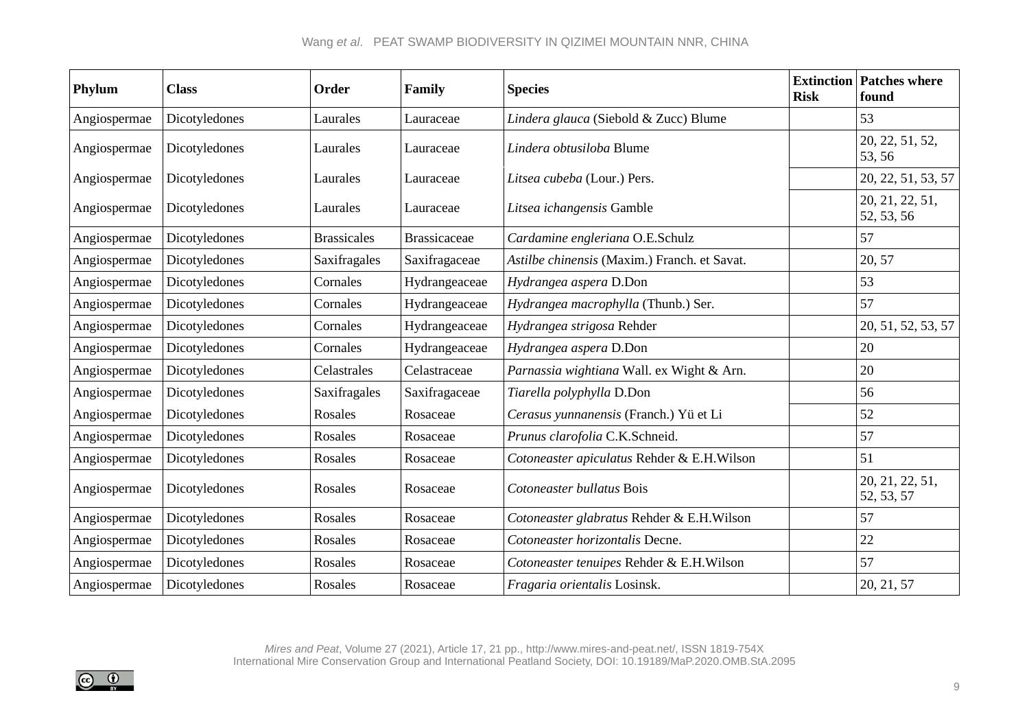| Phylum | Class | Order | Family | Species | Extinction Risk | Patches where found |
|---|---|---|---|---|---|---|
| Angiospermae | Dicotyledones | Laurales | Lauraceae | *Lindera glauca* (Siebold & Zucc) Blume | | 53 |
| Angiospermae | Dicotyledones | Laurales | Lauraceae | *Lindera obtusiloba* Blume | | 20, 22, 51, 52, 53, 56 |
| Angiospermae | Dicotyledones | Laurales | Lauraceae | *Litsea cubeba* (Lour.) Pers. | | 20, 22, 51, 53, 57 |
| Angiospermae | Dicotyledones | Laurales | Lauraceae | *Litsea ichangensis* Gamble | | 20, 21, 22, 51, 52, 53, 56 |
| Angiospermae | Dicotyledones | Brassicales | Brassicaceae | *Cardamine engleriana* O.E.Schulz | | 57 |
| Angiospermae | Dicotyledones | Saxifragales | Saxifragaceae | *Astilbe chinensis* (Maxim.) Franch. et Savat. | | 20, 57 |
| Angiospermae | Dicotyledones | Cornales | Hydrangeaceae | *Hydrangea aspera* D.Don | | 53 |
| Angiospermae | Dicotyledones | Cornales | Hydrangeaceae | *Hydrangea macrophylla* (Thunb.) Ser. | | 57 |
| Angiospermae | Dicotyledones | Cornales | Hydrangeaceae | *Hydrangea strigosa* Rehder | | 20, 51, 52, 53, 57 |
| Angiospermae | Dicotyledones | Cornales | Hydrangeaceae | *Hydrangea aspera* D.Don | | 20 |
| Angiospermae | Dicotyledones | Celastrales | Celastraceae | *Parnassia wightiana* Wall. ex Wight & Arn. | | 20 |
| Angiospermae | Dicotyledones | Saxifragales | Saxifragaceae | *Tiarella polyphylla* D.Don | | 56 |
| Angiospermae | Dicotyledones | Rosales | Rosaceae | *Cerasus yunnanensis* (Franch.) Yü et Li | | 52 |
| Angiospermae | Dicotyledones | Rosales | Rosaceae | *Prunus clarofolia* C.K.Schneid. | | 57 |
| Angiospermae | Dicotyledones | Rosales | Rosaceae | *Cotoneaster apiculatus* Rehder & E.H.Wilson | | 51 |
| Angiospermae | Dicotyledones | Rosales | Rosaceae | *Cotoneaster bullatus* Bois | | 20, 21, 22, 51, 52, 53, 57 |
| Angiospermae | Dicotyledones | Rosales | Rosaceae | *Cotoneaster glabratus* Rehder & E.H.Wilson | | 57 |
| Angiospermae | Dicotyledones | Rosales | Rosaceae | *Cotoneaster horizontalis* Decne. | | 22 |
| Angiospermae | Dicotyledones | Rosales | Rosaceae | *Cotoneaster tenuipes* Rehder & E.H.Wilson | | 57 |
| Angiospermae | Dicotyledones | Rosales | Rosaceae | *Fragaria orientalis* Losinsk. | | 20, 21, 57 |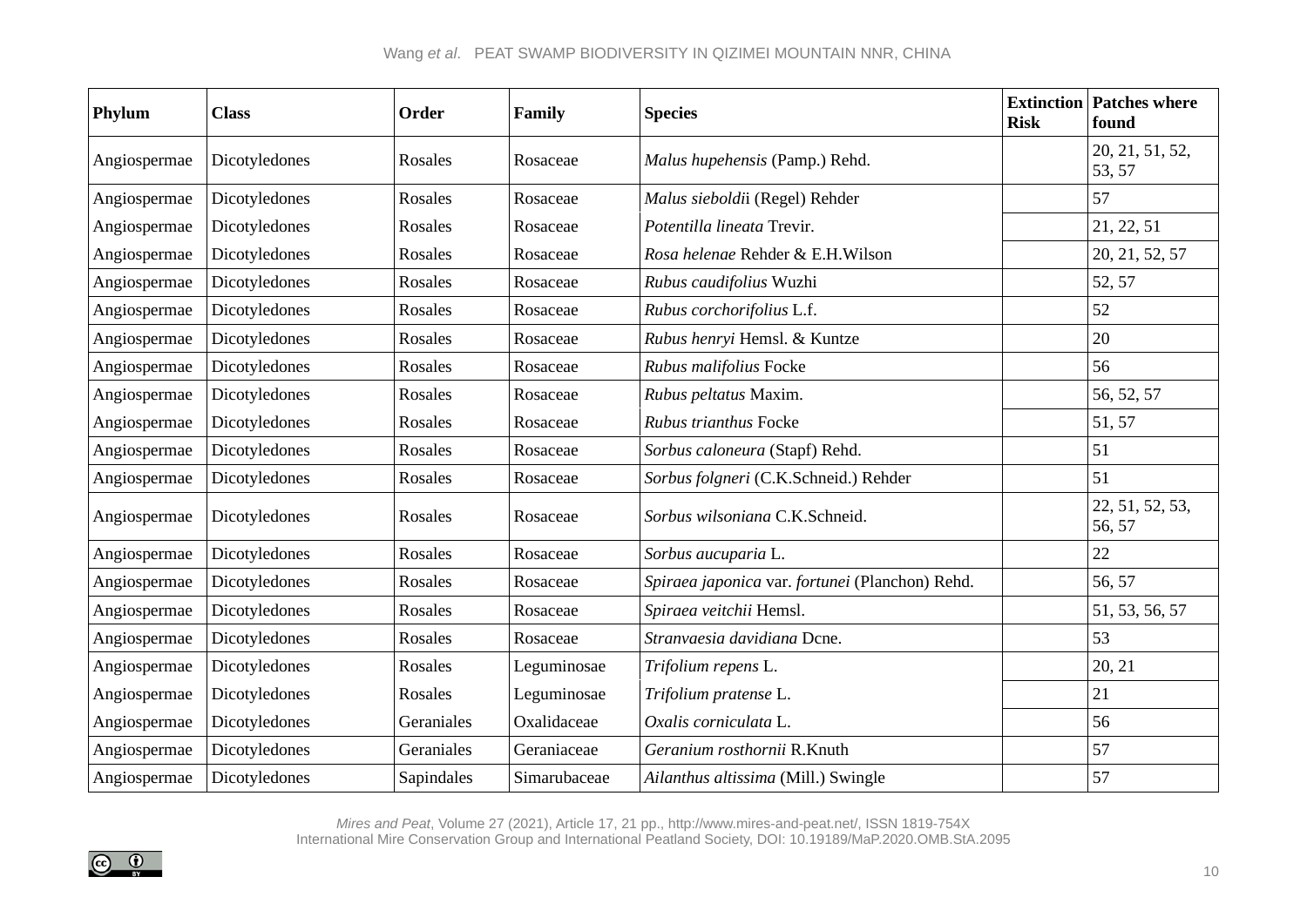| Phylum | Class | Order | Family | Species | Extinction Risk | Patches where found |
|---|---|---|---|---|---|---|
| Angiospermae | Dicotyledones | Rosales | Rosaceae | *Malus hupehensis* (Pamp.) Rehd. | | 20, 21, 51, 52, 53, 57 |
| Angiospermae | Dicotyledones | Rosales | Rosaceae | *Malus sieboldi*i (Regel) Rehder | | 57 |
| Angiospermae | Dicotyledones | Rosales | Rosaceae | *Potentilla lineata* Trevir. | | 21, 22, 51 |
| Angiospermae | Dicotyledones | Rosales | Rosaceae | *Rosa helenae* Rehder & E.H.Wilson | | 20, 21, 52, 57 |
| Angiospermae | Dicotyledones | Rosales | Rosaceae | *Rubus caudifolius* Wuzhi | | 52, 57 |
| Angiospermae | Dicotyledones | Rosales | Rosaceae | *Rubus corchorifolius* L.f. | | 52 |
| Angiospermae | Dicotyledones | Rosales | Rosaceae | *Rubus henryi* Hemsl. & Kuntze | | 20 |
| Angiospermae | Dicotyledones | Rosales | Rosaceae | *Rubus malifolius* Focke | | 56 |
| Angiospermae | Dicotyledones | Rosales | Rosaceae | *Rubus peltatus* Maxim. | | 56, 52, 57 |
| Angiospermae | Dicotyledones | Rosales | Rosaceae | *Rubus trianthus* Focke | | 51, 57 |
| Angiospermae | Dicotyledones | Rosales | Rosaceae | *Sorbus caloneura* (Stapf) Rehd. | | 51 |
| Angiospermae | Dicotyledones | Rosales | Rosaceae | *Sorbus folgneri* (C.K.Schneid.) Rehder | | 51 |
| Angiospermae | Dicotyledones | Rosales | Rosaceae | *Sorbus wilsoniana* C.K.Schneid. | | 22, 51, 52, 53, 56, 57 |
| Angiospermae | Dicotyledones | Rosales | Rosaceae | *Sorbus aucuparia* L. | | 22 |
| Angiospermae | Dicotyledones | Rosales | Rosaceae | *Spiraea japonica* var. *fortunei* (Planchon) Rehd. | | 56, 57 |
| Angiospermae | Dicotyledones | Rosales | Rosaceae | *Spiraea veitchii* Hemsl. | | 51, 53, 56, 57 |
| Angiospermae | Dicotyledones | Rosales | Rosaceae | *Stranvaesia davidiana* Dcne. | | 53 |
| Angiospermae | Dicotyledones | Rosales | Leguminosae | *Trifolium repens* L. | | 20, 21 |
| Angiospermae | Dicotyledones | Rosales | Leguminosae | *Trifolium pratense* L. | | 21 |
| Angiospermae | Dicotyledones | Geraniales | Oxalidaceae | *Oxalis corniculata* L. | | 56 |
| Angiospermae | Dicotyledones | Geraniales | Geraniaceae | *Geranium rosthornii* R.Knuth | | 57 |
| Angiospermae | Dicotyledones | Sapindales | Simarubaceae | *Ailanthus altissima* (Mill.) Swingle | | 57 |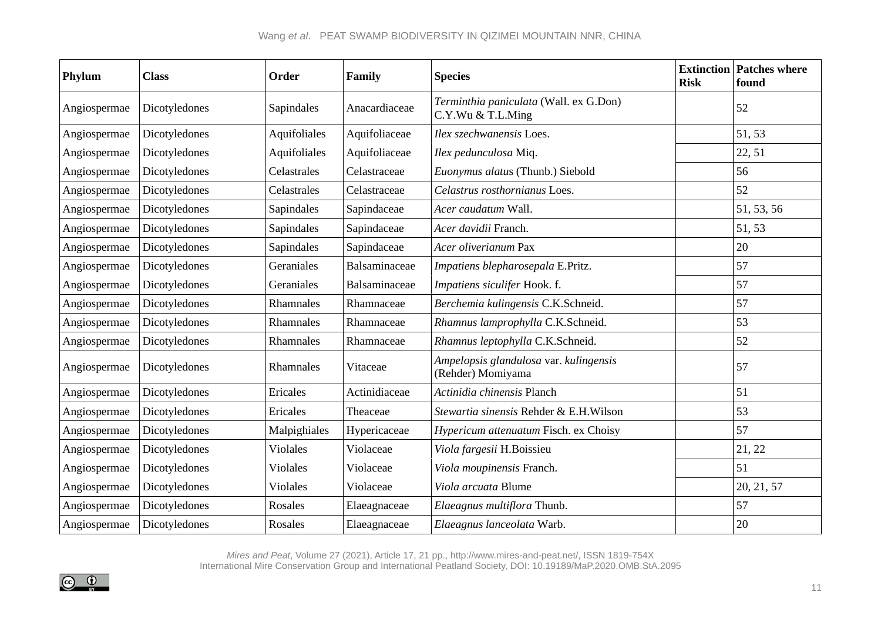| Phylum | Class | Order | Family | Species | Extinction Risk | Patches where found |
|---|---|---|---|---|---|---|
| Angiospermae | Dicotyledones | Sapindales | Anacardiaceae | *Terminthia paniculata* (Wall. ex G.Don) C.Y.Wu & T.L.Ming | | 52 |
| Angiospermae | Dicotyledones | Aquifoliales | Aquifoliaceae | *Ilex szechwanensis* Loes. | | 51, 53 |
| Angiospermae | Dicotyledones | Aquifoliales | Aquifoliaceae | *Ilex pedunculosa* Miq. | | 22, 51 |
| Angiospermae | Dicotyledones | Celastrales | Celastraceae | *Euonymus alatus* (Thunb.) Siebold | | 56 |
| Angiospermae | Dicotyledones | Celastrales | Celastraceae | *Celastrus rosthornianus* Loes. | | 52 |
| Angiospermae | Dicotyledones | Sapindales | Sapindaceae | *Acer caudatum* Wall. | | 51, 53, 56 |
| Angiospermae | Dicotyledones | Sapindales | Sapindaceae | *Acer davidii* Franch. | | 51, 53 |
| Angiospermae | Dicotyledones | Sapindales | Sapindaceae | *Acer oliverianum* Pax | | 20 |
| Angiospermae | Dicotyledones | Geraniales | Balsaminaceae | *Impatiens blepharosepala* E.Pritz. | | 57 |
| Angiospermae | Dicotyledones | Geraniales | Balsaminaceae | *Impatiens siculifer* Hook. f. | | 57 |
| Angiospermae | Dicotyledones | Rhamnales | Rhamnaceae | *Berchemia kulingensis* C.K.Schneid. | | 57 |
| Angiospermae | Dicotyledones | Rhamnales | Rhamnaceae | *Rhamnus lamprophylla* C.K.Schneid. | | 53 |
| Angiospermae | Dicotyledones | Rhamnales | Rhamnaceae | *Rhamnus leptophylla* C.K.Schneid. | | 52 |
| Angiospermae | Dicotyledones | Rhamnales | Vitaceae | *Ampelopsis glandulosa* var. *kulingensis* (Rehder) Momiyama | | 57 |
| Angiospermae | Dicotyledones | Ericales | Actinidiaceae | *Actinidia chinensis* Planch | | 51 |
| Angiospermae | Dicotyledones | Ericales | Theaceae | *Stewartia sinensis* Rehder & E.H.Wilson | | 53 |
| Angiospermae | Dicotyledones | Malpighiales | Hypericaceae | *Hypericum attenuatum* Fisch. ex Choisy | | 57 |
| Angiospermae | Dicotyledones | Violales | Violaceae | *Viola fargesii* H.Boissieu | | 21, 22 |
| Angiospermae | Dicotyledones | Violales | Violaceae | *Viola moupinensis* Franch. | | 51 |
| Angiospermae | Dicotyledones | Violales | Violaceae | *Viola arcuata* Blume | | 20, 21, 57 |
| Angiospermae | Dicotyledones | Rosales | Elaeagnaceae | *Elaeagnus multiflora* Thunb. | | 57 |
| Angiospermae | Dicotyledones | Rosales | Elaeagnaceae | *Elaeagnus lanceolata* Warb. | | 20 |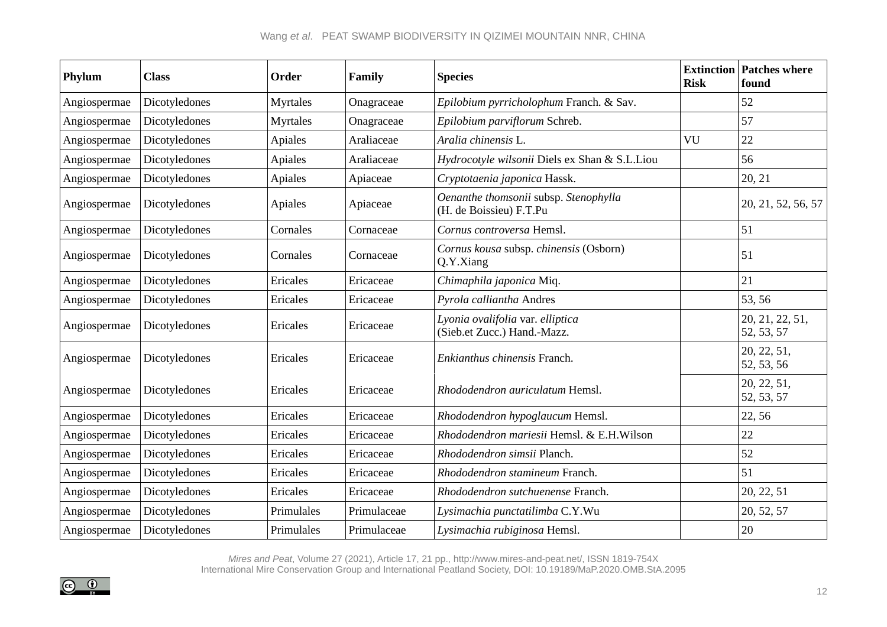| Phylum | Class | Order | Family | Species | Extinction Risk | Patches where found |
|---|---|---|---|---|---|---|
| Angiospermae | Dicotyledones | Myrtales | Onagraceae | *Epilobium pyrricholophum* Franch. & Sav. | | 52 |
| Angiospermae | Dicotyledones | Myrtales | Onagraceae | *Epilobium parviflorum* Schreb. | | 57 |
| Angiospermae | Dicotyledones | Apiales | Araliaceae | *Aralia chinensis* L. | VU | 22 |
| Angiospermae | Dicotyledones | Apiales | Araliaceae | *Hydrocotyle wilsonii* Diels ex Shan & S.L.Liou | | 56 |
| Angiospermae | Dicotyledones | Apiales | Apiaceae | *Cryptotaenia japonica* Hassk. | | 20, 21 |
| Angiospermae | Dicotyledones | Apiales | Apiaceae | *Oenanthe thomsonii* subsp. *Stenophylla* (H. de Boissieu) F.T.Pu | | 20, 21, 52, 56, 57 |
| Angiospermae | Dicotyledones | Cornales | Cornaceae | *Cornus controversa* Hemsl. | | 51 |
| Angiospermae | Dicotyledones | Cornales | Cornaceae | *Cornus kousa* subsp. *chinensis* (Osborn) Q.Y.Xiang | | 51 |
| Angiospermae | Dicotyledones | Ericales | Ericaceae | *Chimaphila japonica* Miq. | | 21 |
| Angiospermae | Dicotyledones | Ericales | Ericaceae | *Pyrola calliantha* Andres | | 53, 56 |
| Angiospermae | Dicotyledones | Ericales | Ericaceae | *Lyonia ovalifolia* var. *elliptica* (Sieb.et Zucc.) Hand.-Mazz. | | 20, 21, 22, 51, 52, 53, 57 |
| Angiospermae | Dicotyledones | Ericales | Ericaceae | *Enkianthus chinensis* Franch. | | 20, 22, 51, 52, 53, 56 |
| Angiospermae | Dicotyledones | Ericales | Ericaceae | *Rhododendron auriculatum* Hemsl. | | 20, 22, 51, 52, 53, 57 |
| Angiospermae | Dicotyledones | Ericales | Ericaceae | *Rhododendron hypoglaucum* Hemsl. | | 22, 56 |
| Angiospermae | Dicotyledones | Ericales | Ericaceae | *Rhododendron mariesii* Hemsl. & E.H.Wilson | | 22 |
| Angiospermae | Dicotyledones | Ericales | Ericaceae | *Rhododendron simsii* Planch. | | 52 |
| Angiospermae | Dicotyledones | Ericales | Ericaceae | *Rhododendron stamineum* Franch. | | 51 |
| Angiospermae | Dicotyledones | Ericales | Ericaceae | *Rhododendron sutchuenense* Franch. | | 20, 22, 51 |
| Angiospermae | Dicotyledones | Primulales | Primulaceae | *Lysimachia punctatilimba* C.Y.Wu | | 20, 52, 57 |
| Angiospermae | Dicotyledones | Primulales | Primulaceae | *Lysimachia rubiginosa* Hemsl. | | 20 |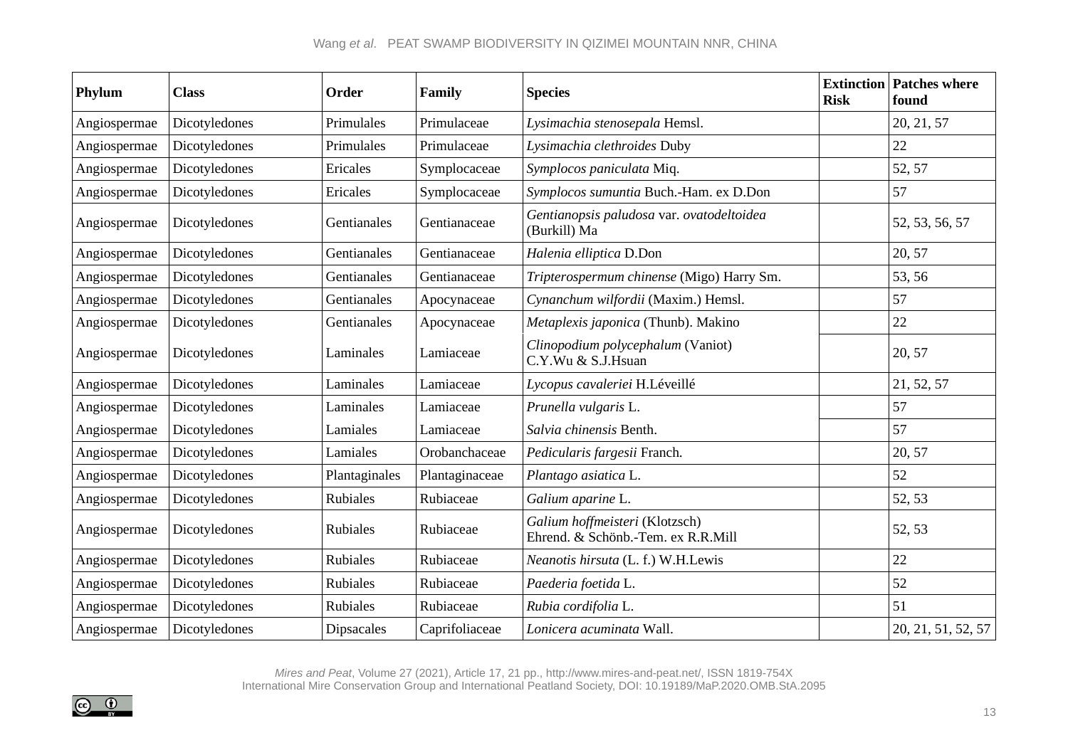| Phylum | Class | Order | Family | Species | Extinction Risk | Patches where found |
|---|---|---|---|---|---|---|
| Angiospermae | Dicotyledones | Primulales | Primulaceae | *Lysimachia stenosepala* Hemsl. | | 20, 21, 57 |
| Angiospermae | Dicotyledones | Primulales | Primulaceae | *Lysimachia clethroides* Duby | | 22 |
| Angiospermae | Dicotyledones | Ericales | Symplocaceae | *Symplocos paniculata* Miq. | | 52, 57 |
| Angiospermae | Dicotyledones | Ericales | Symplocaceae | *Symplocos sumuntia* Buch.-Ham. ex D.Don | | 57 |
| Angiospermae | Dicotyledones | Gentianales | Gentianaceae | *Gentianopsis paludosa* var. *ovatodeltoidea* (Burkill) Ma | | 52, 53, 56, 57 |
| Angiospermae | Dicotyledones | Gentianales | Gentianaceae | *Halenia elliptica* D.Don | | 20, 57 |
| Angiospermae | Dicotyledones | Gentianales | Gentianaceae | *Tripterospermum chinense* (Migo) Harry Sm. | | 53, 56 |
| Angiospermae | Dicotyledones | Gentianales | Apocynaceae | *Cynanchum wilfordii* (Maxim.) Hemsl. | | 57 |
| Angiospermae | Dicotyledones | Gentianales | Apocynaceae | *Metaplexis japonica* (Thunb). Makino | | 22 |
| Angiospermae | Dicotyledones | Laminales | Lamiaceae | *Clinopodium polycephalum* (Vaniot) C.Y.Wu & S.J.Hsuan | | 20, 57 |
| Angiospermae | Dicotyledones | Laminales | Lamiaceae | *Lycopus cavaleriei* H.Léveillé | | 21, 52, 57 |
| Angiospermae | Dicotyledones | Laminales | Lamiaceae | *Prunella vulgaris* L. | | 57 |
| Angiospermae | Dicotyledones | Lamiales | Lamiaceae | *Salvia chinensis* Benth. | | 57 |
| Angiospermae | Dicotyledones | Lamiales | Orobanchaceae | *Pedicularis fargesii* Franch. | | 20, 57 |
| Angiospermae | Dicotyledones | Plantaginales | Plantaginaceae | *Plantago asiatica* L. | | 52 |
| Angiospermae | Dicotyledones | Rubiales | Rubiaceae | *Galium aparine* L. | | 52, 53 |
| Angiospermae | Dicotyledones | Rubiales | Rubiaceae | *Galium hoffmeisteri* (Klotzsch) Ehrend. & Schönb.-Tem. ex R.R.Mill | | 52, 53 |
| Angiospermae | Dicotyledones | Rubiales | Rubiaceae | *Neanotis hirsuta* (L. f.) W.H.Lewis | | 22 |
| Angiospermae | Dicotyledones | Rubiales | Rubiaceae | *Paederia foetida* L. | | 52 |
| Angiospermae | Dicotyledones | Rubiales | Rubiaceae | *Rubia cordifolia* L. | | 51 |
| Angiospermae | Dicotyledones | Dipsacales | Caprifoliaceae | *Lonicera acuminata* Wall. | | 20, 21, 51, 52, 57 |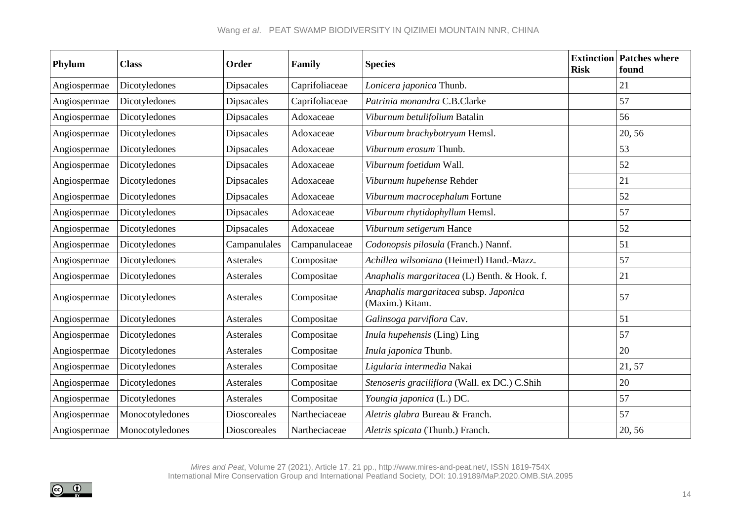| Phylum | Class | Order | Family | Species | Extinction Risk | Patches where found |
|---|---|---|---|---|---|---|
| Angiospermae | Dicotyledones | Dipsacales | Caprifoliaceae | *Lonicera japonica* Thunb. | | 21 |
| Angiospermae | Dicotyledones | Dipsacales | Caprifoliaceae | *Patrinia monandra* C.B.Clarke | | 57 |
| Angiospermae | Dicotyledones | Dipsacales | Adoxaceae | *Viburnum betulifolium* Batalin | | 56 |
| Angiospermae | Dicotyledones | Dipsacales | Adoxaceae | *Viburnum brachybotryum* Hemsl. | | 20, 56 |
| Angiospermae | Dicotyledones | Dipsacales | Adoxaceae | *Viburnum erosum* Thunb. | | 53 |
| Angiospermae | Dicotyledones | Dipsacales | Adoxaceae | *Viburnum foetidum* Wall. | | 52 |
| Angiospermae | Dicotyledones | Dipsacales | Adoxaceae | *Viburnum hupehense* Rehder | | 21 |
| Angiospermae | Dicotyledones | Dipsacales | Adoxaceae | *Viburnum macrocephalum* Fortune | | 52 |
| Angiospermae | Dicotyledones | Dipsacales | Adoxaceae | *Viburnum rhytidophyllum* Hemsl. | | 57 |
| Angiospermae | Dicotyledones | Dipsacales | Adoxaceae | *Viburnum setigerum* Hance | | 52 |
| Angiospermae | Dicotyledones | Campanulales | Campanulaceae | *Codonopsis pilosula* (Franch.) Nannf. | | 51 |
| Angiospermae | Dicotyledones | Asterales | Compositae | *Achillea wilsoniana* (Heimerl) Hand.-Mazz. | | 57 |
| Angiospermae | Dicotyledones | Asterales | Compositae | *Anaphalis margaritacea* (L) Benth. & Hook. f. | | 21 |
| Angiospermae | Dicotyledones | Asterales | Compositae | *Anaphalis margaritacea* subsp. *Japonica* (Maxim.) Kitam. | | 57 |
| Angiospermae | Dicotyledones | Asterales | Compositae | *Galinsoga parviflora* Cav. | | 51 |
| Angiospermae | Dicotyledones | Asterales | Compositae | *Inula hupehensis* (Ling) Ling | | 57 |
| Angiospermae | Dicotyledones | Asterales | Compositae | *Inula japonica* Thunb. | | 20 |
| Angiospermae | Dicotyledones | Asterales | Compositae | *Ligularia intermedia* Nakai | | 21, 57 |
| Angiospermae | Dicotyledones | Asterales | Compositae | *Stenoseris graciliflora* (Wall. ex DC.) C.Shih | | 20 |
| Angiospermae | Dicotyledones | Asterales | Compositae | *Youngia japonica* (L.) DC. | | 57 |
| Angiospermae | Monocotyledones | Dioscoreales | Nartheciaceae | *Aletris glabra* Bureau & Franch. | | 57 |
| Angiospermae | Monocotyledones | Dioscoreales | Nartheciaceae | *Aletris spicata* (Thunb.) Franch. | | 20, 56 |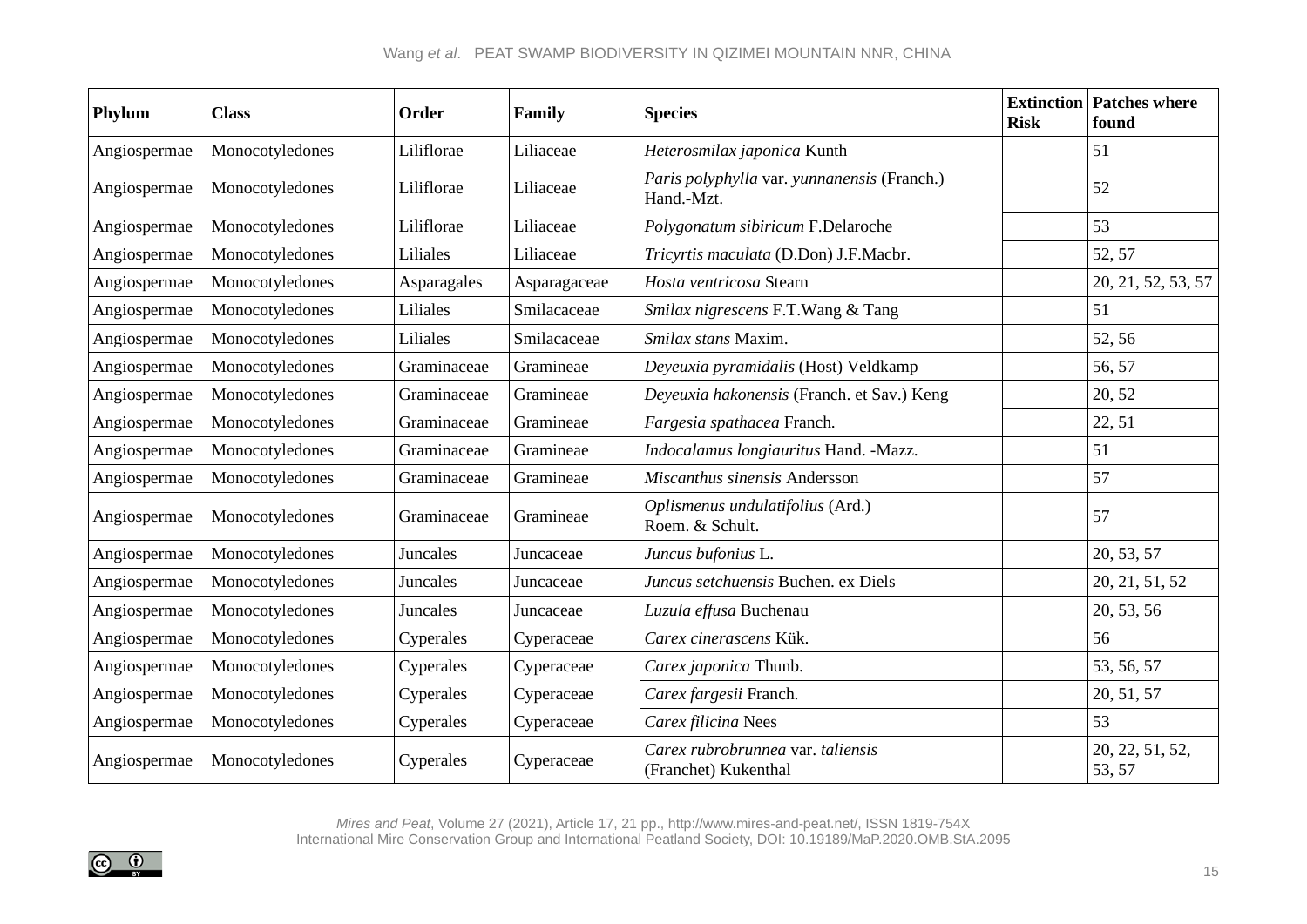| Phylum | Class | Order | Family | Species | Extinction Risk | Patches where found |
|---|---|---|---|---|---|---|
| Angiospermae | Monocotyledones | Liliflorae | Liliaceae | *Heterosmilax japonica* Kunth | | 51 |
| Angiospermae | Monocotyledones | Liliflorae | Liliaceae | *Paris polyphylla* var. *yunnanensis* (Franch.) Hand.-Mzt. | | 52 |
| Angiospermae | Monocotyledones | Liliflorae | Liliaceae | *Polygonatum sibiricum* F.Delaroche | | 53 |
| Angiospermae | Monocotyledones | Liliales | Liliaceae | *Tricyrtis maculata* (D.Don) J.F.Macbr. | | 52, 57 |
| Angiospermae | Monocotyledones | Asparagales | Asparagaceae | *Hosta ventricosa* Stearn | | 20, 21, 52, 53, 57 |
| Angiospermae | Monocotyledones | Liliales | Smilacaceae | *Smilax nigrescens* F.T.Wang & Tang | | 51 |
| Angiospermae | Monocotyledones | Liliales | Smilacaceae | *Smilax stans* Maxim. | | 52, 56 |
| Angiospermae | Monocotyledones | Graminaceae | Gramineae | *Deyeuxia pyramidalis* (Host) Veldkamp | | 56, 57 |
| Angiospermae | Monocotyledones | Graminaceae | Gramineae | *Deyeuxia hakonensis* (Franch. et Sav.) Keng | | 20, 52 |
| Angiospermae | Monocotyledones | Graminaceae | Gramineae | *Fargesia spathacea* Franch. | | 22, 51 |
| Angiospermae | Monocotyledones | Graminaceae | Gramineae | *Indocalamus longiauritus* Hand. -Mazz. | | 51 |
| Angiospermae | Monocotyledones | Graminaceae | Gramineae | *Miscanthus sinensis* Andersson | | 57 |
| Angiospermae | Monocotyledones | Graminaceae | Gramineae | *Oplismenus undulatifolius* (Ard.) Roem. & Schult. | | 57 |
| Angiospermae | Monocotyledones | Juncales | Juncaceae | *Juncus bufonius* L. | | 20, 53, 57 |
| Angiospermae | Monocotyledones | Juncales | Juncaceae | *Juncus setchuensis* Buchen. ex Diels | | 20, 21, 51, 52 |
| Angiospermae | Monocotyledones | Juncales | Juncaceae | *Luzula effusa* Buchenau | | 20, 53, 56 |
| Angiospermae | Monocotyledones | Cyperales | Cyperaceae | *Carex cinerascens* Kük. | | 56 |
| Angiospermae | Monocotyledones | Cyperales | Cyperaceae | *Carex japonica* Thunb. | | 53, 56, 57 |
| Angiospermae | Monocotyledones | Cyperales | Cyperaceae | *Carex fargesii* Franch. | | 20, 51, 57 |
| Angiospermae | Monocotyledones | Cyperales | Cyperaceae | *Carex filicina* Nees | | 53 |
| Angiospermae | Monocotyledones | Cyperales | Cyperaceae | *Carex rubrobrunnea* var. *taliensis* (Franchet) Kukenthal | | 20, 22, 51, 52, 53, 57 |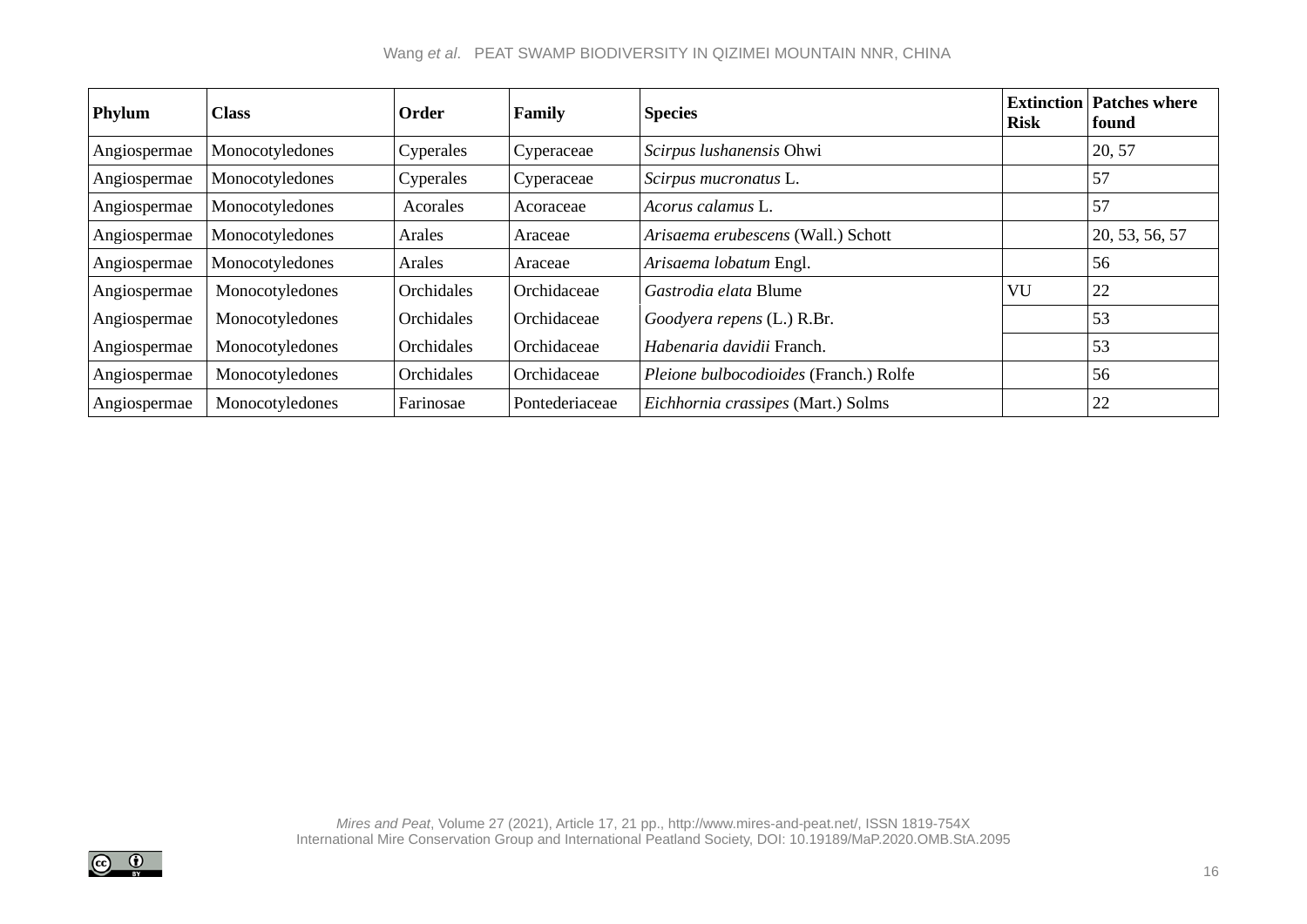| Phylum | Class | Order | Family | Species | Extinction Risk | Patches where found |
|---|---|---|---|---|---|---|
| Angiospermae | Monocotyledones | Cyperales | Cyperaceae | *Scirpus lushanensis* Ohwi | | 20, 57 |
| Angiospermae | Monocotyledones | Cyperales | Cyperaceae | *Scirpus mucronatus* L. | | 57 |
| Angiospermae | Monocotyledones | Acorales | Acoraceae | *Acorus calamus* L. | | 57 |
| Angiospermae | Monocotyledones | Arales | Araceae | *Arisaema erubescens* (Wall.) Schott | | 20, 53, 56, 57 |
| Angiospermae | Monocotyledones | Arales | Araceae | *Arisaema lobatum* Engl. | | 56 |
| Angiospermae | Monocotyledones | Orchidales | Orchidaceae | *Gastrodia elata* Blume | VU | 22 |
| Angiospermae | Monocotyledones | Orchidales | Orchidaceae | *Goodyera repens* (L.) R.Br. | | 53 |
| Angiospermae | Monocotyledones | Orchidales | Orchidaceae | *Habenaria davidii* Franch. | | 53 |
| Angiospermae | Monocotyledones | Orchidales | Orchidaceae | *Pleione bulbocodioides* (Franch.) Rolfe | | 56 |
| Angiospermae | Monocotyledones | Farinosae | Pontederiaceae | *Eichhornia crassipes* (Mart.) Solms | | 22 |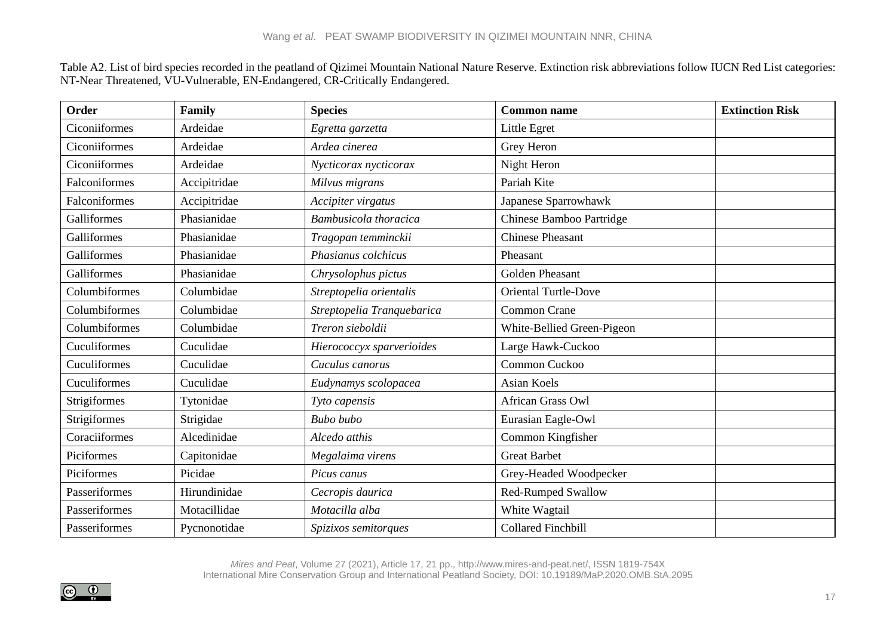Table A2. List of bird species recorded in the peatland of Qizimei Mountain National Nature Reserve. Extinction risk abbreviations follow IUCN Red List categories: NT-Near Threatened, VU-Vulnerable, EN-Endangered, CR-Critically Endangered.

| Order | Family | Species | Common name | Extinction Risk |
|---|---|---|---|---|
| Ciconiiformes | Ardeidae | *Egretta garzetta* | Little Egret | |
| Ciconiiformes | Ardeidae | *Ardea cinerea* | Grey Heron | |
| Ciconiiformes | Ardeidae | *Nycticorax nycticorax* | Night Heron | |
| Falconiformes | Accipitridae | *Milvus migrans* | Pariah Kite | |
| Falconiformes | Accipitridae | *Accipiter virgatus* | Japanese Sparrowhawk | |
| Galliformes | Phasianidae | *Bambusicola thoracica* | Chinese Bamboo Partridge | |
| Galliformes | Phasianidae | *Tragopan temminckii* | Chinese Pheasant | |
| Galliformes | Phasianidae | *Phasianus colchicus* | Pheasant | |
| Galliformes | Phasianidae | *Chrysolophus pictus* | Golden Pheasant | |
| Columbiformes | Columbidae | *Streptopelia orientalis* | Oriental Turtle-Dove | |
| Columbiformes | Columbidae | *Streptopelia Tranquebarica* | Common Crane | |
| Columbiformes | Columbidae | *Treron sieboldii* | White-Bellied Green-Pigeon | |
| Cuculiformes | Cuculidae | *Hierococcyx sparverioides* | Large Hawk-Cuckoo | |
| Cuculiformes | Cuculidae | *Cuculus canorus* | Common Cuckoo | |
| Cuculiformes | Cuculidae | *Eudynamys scolopacea* | Asian Koels | |
| Strigiformes | Tytonidae | *Tyto capensis* | African Grass Owl | |
| Strigiformes | Strigidae | *Bubo bubo* | Eurasian Eagle-Owl | |
| Coraciiformes | Alcedinidae | *Alcedo atthis* | Common Kingfisher | |
| Piciformes | Capitonidae | *Megalaima virens* | Great Barbet | |
| Piciformes | Picidae | *Picus canus* | Grey-Headed Woodpecker | |
| Passeriformes | Hirundinidae | *Cecropis daurica* | Red-Rumped Swallow | |
| Passeriformes | Motacillidae | *Motacilla alba* | White Wagtail | |
| Passeriformes | Pycnonotidae | *Spizixos semitorques* | Collared Finchbill | |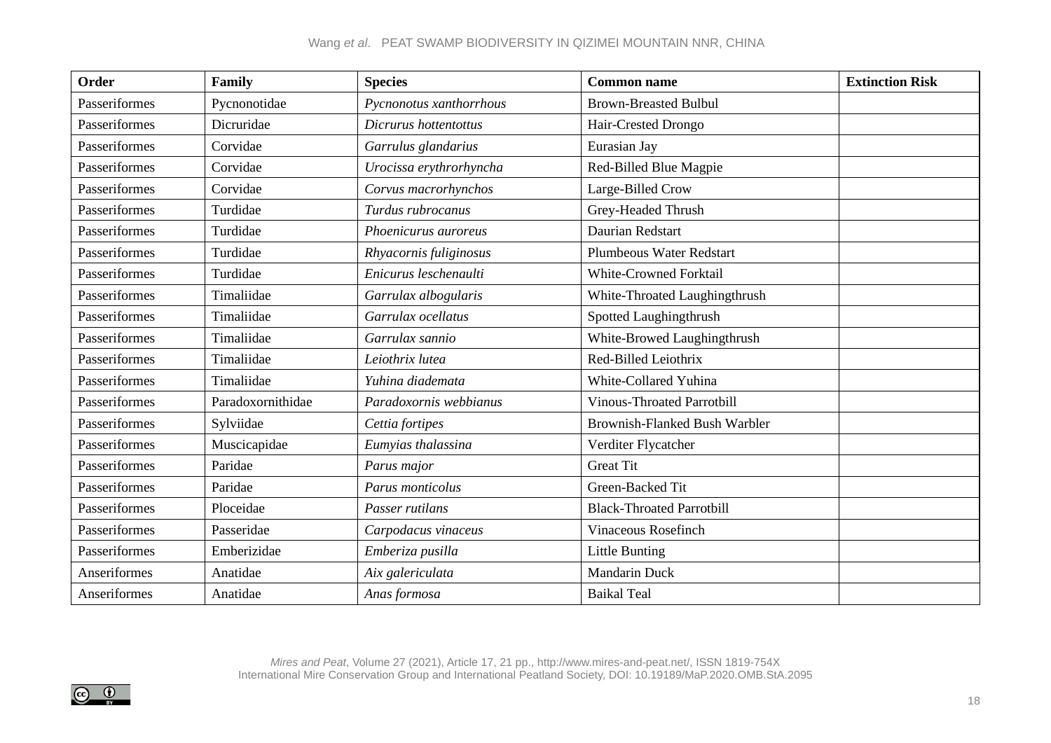| Order | Family | Species | Common name | Extinction Risk |
|---|---|---|---|---|
| Passeriformes | Pycnonotidae | *Pycnonotus xanthorrhous* | Brown-Breasted Bulbul | |
| Passeriformes | Dicruridae | *Dicrurus hottentottus* | Hair-Crested Drongo | |
| Passeriformes | Corvidae | *Garrulus glandarius* | Eurasian Jay | |
| Passeriformes | Corvidae | *Urocissa erythrorhyncha* | Red-Billed Blue Magpie | |
| Passeriformes | Corvidae | *Corvus macrorhynchos* | Large-Billed Crow | |
| Passeriformes | Turdidae | *Turdus rubrocanus* | Grey-Headed Thrush | |
| Passeriformes | Turdidae | *Phoenicurus auroreus* | Daurian Redstart | |
| Passeriformes | Turdidae | *Rhyacornis fuliginosus* | Plumbeous Water Redstart | |
| Passeriformes | Turdidae | *Enicurus leschenaulti* | White-Crowned Forktail | |
| Passeriformes | Timaliidae | *Garrulax albogularis* | White-Throated Laughingthrush | |
| Passeriformes | Timaliidae | *Garrulax ocellatus* | Spotted Laughingthrush | |
| Passeriformes | Timaliidae | *Garrulax sannio* | White-Browed Laughingthrush | |
| Passeriformes | Timaliidae | *Leiothrix lutea* | Red-Billed Leiothrix | |
| Passeriformes | Timaliidae | *Yuhina diademata* | White-Collared Yuhina | |
| Passeriformes | Paradoxornithidae | *Paradoxornis webbianus* | Vinous-Throated Parrotbill | |
| Passeriformes | Sylviidae | *Cettia fortipes* | Brownish-Flanked Bush Warbler | |
| Passeriformes | Muscicapidae | *Eumyias thalassina* | Verditer Flycatcher | |
| Passeriformes | Paridae | *Parus major* | Great Tit | |
| Passeriformes | Paridae | *Parus monticolus* | Green-Backed Tit | |
| Passeriformes | Ploceidae | *Passer rutilans* | Black-Throated Parrotbill | |
| Passeriformes | Passeridae | *Carpodacus vinaceus* | Vinaceous Rosefinch | |
| Passeriformes | Emberizidae | *Emberiza pusilla* | Little Bunting | |
| Anseriformes | Anatidae | *Aix galericulata* | Mandarin Duck | |
| Anseriformes | Anatidae | *Anas formosa* | Baikal Teal | |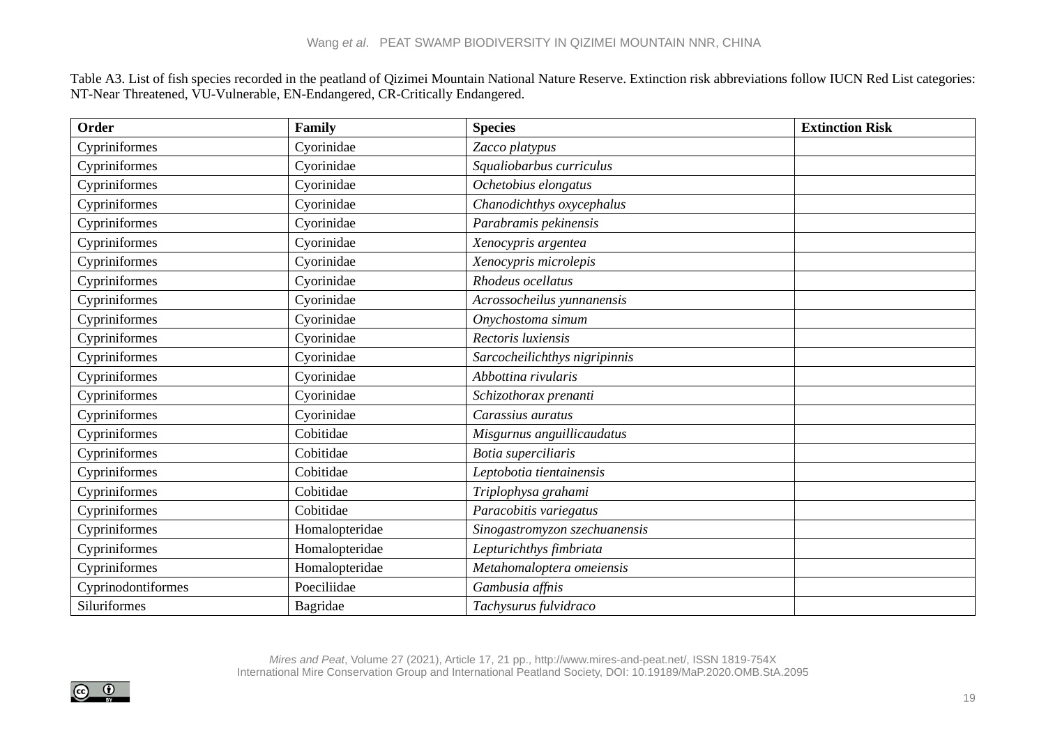Table A3. List of fish species recorded in the peatland of Qizimei Mountain National Nature Reserve. Extinction risk abbreviations follow IUCN Red List categories: NT-Near Threatened, VU-Vulnerable, EN-Endangered, CR-Critically Endangered.

| Order | Family | Species | Extinction Risk |
|---|---|---|---|
| Cypriniformes | Cyorinidae | *Zacco platypus* | |
| Cypriniformes | Cyorinidae | *Squaliobarbus curriculus* | |
| Cypriniformes | Cyorinidae | *Ochetobius elongatus* | |
| Cypriniformes | Cyorinidae | *Chanodichthys oxycephalus* | |
| Cypriniformes | Cyorinidae | *Parabramis pekinensis* | |
| Cypriniformes | Cyorinidae | *Xenocypris argentea* | |
| Cypriniformes | Cyorinidae | *Xenocypris microlepis* | |
| Cypriniformes | Cyorinidae | *Rhodeus ocellatus* | |
| Cypriniformes | Cyorinidae | *Acrossocheilus yunnanensis* | |
| Cypriniformes | Cyorinidae | *Onychostoma simum* | |
| Cypriniformes | Cyorinidae | *Rectoris luxiensis* | |
| Cypriniformes | Cyorinidae | *Sarcocheilichthys nigripinnis* | |
| Cypriniformes | Cyorinidae | *Abbottina rivularis* | |
| Cypriniformes | Cyorinidae | *Schizothorax prenanti* | |
| Cypriniformes | Cyorinidae | *Carassius auratus* | |
| Cypriniformes | Cobitidae | *Misgurnus anguillicaudatus* | |
| Cypriniformes | Cobitidae | *Botia superciliaris* | |
| Cypriniformes | Cobitidae | *Leptobotia tientainensis* | |
| Cypriniformes | Cobitidae | *Triplophysa grahami* | |
| Cypriniformes | Cobitidae | *Paracobitis variegatus* | |
| Cypriniformes | Homalopteridae | *Sinogastromyzon szechuanensis* | |
| Cypriniformes | Homalopteridae | *Lepturichthys fimbriata* | |
| Cypriniformes | Homalopteridae | *Metahomaloptera omeiensis* | |
| Cyprinodontiformes | Poeciliidae | *Gambusia affnis* | |
| Siluriformes | Bagridae | *Tachysurus fulvidraco* | |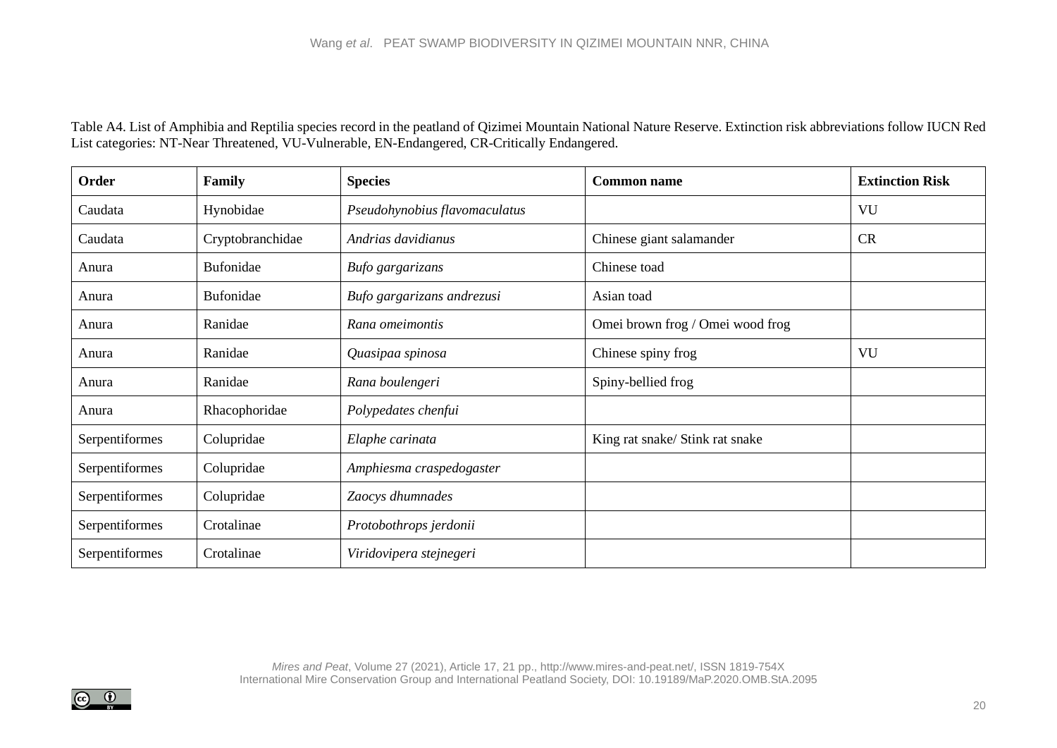Table A4. List of Amphibia and Reptilia species record in the peatland of Qizimei Mountain National Nature Reserve. Extinction risk abbreviations follow IUCN Red List categories: NT-Near Threatened, VU-Vulnerable, EN-Endangered, CR-Critically Endangered.

| **Order** | **Family** | **Species** | **Common name** | **Extinction Risk** |
|---|---|---|---|---|
| Caudata | Hynobidae | *Pseudohynobius flavomaculatus* | | VU |
| Caudata | Cryptobranchidae | *Andrias davidianus* | Chinese giant salamander | CR |
| Anura | Bufonidae | *Bufo gargarizans* | Chinese toad | |
| Anura | Bufonidae | *Bufo gargarizans andrezusi* | Asian toad | |
| Anura | Ranidae | *Rana omeimontis* | Omei brown frog / Omei wood frog | |
| Anura | Ranidae | *Quasipaa spinosa* | Chinese spiny frog | VU |
| Anura | Ranidae | *Rana boulengeri* | Spiny-bellied frog | |
| Anura | Rhacophoridae | *Polypedates chenfui* | | |
| Serpentiformes | Colupridae | *Elaphe carinata* | King rat snake/ Stink rat snake | |
| Serpentiformes | Colupridae | *Amphiesma craspedogaster* | | |
| Serpentiformes | Colupridae | *Zaocys dhumnades* | | |
| Serpentiformes | Crotalinae | *Protobothrops jerdonii* | | |
| Serpentiformes | Crotalinae | *Viridovipera stejnegeri* | | |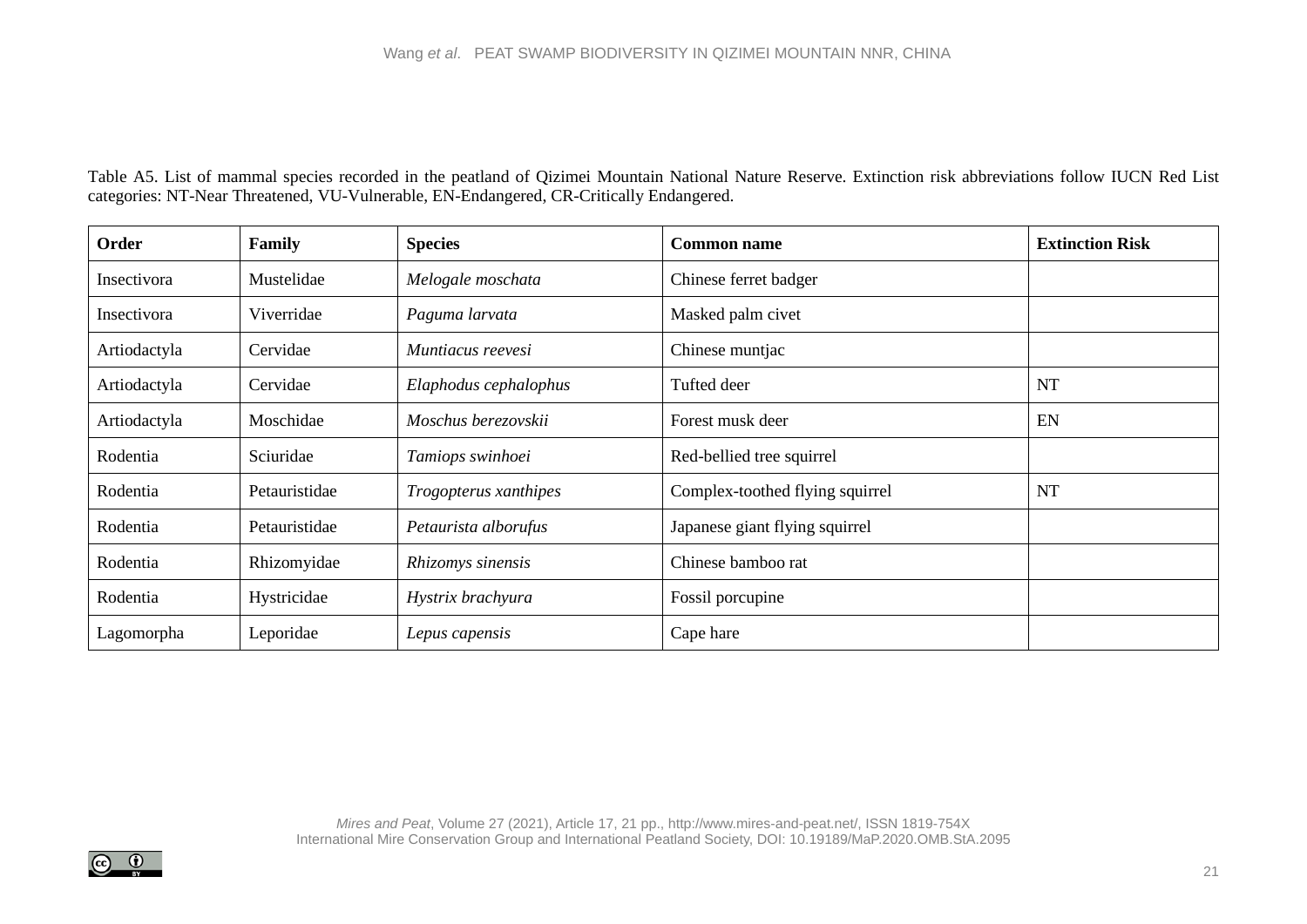Table A5. List of mammal species recorded in the peatland of Qizimei Mountain National Nature Reserve. Extinction risk abbreviations follow IUCN Red List categories: NT-Near Threatened, VU-Vulnerable, EN-Endangered, CR-Critically Endangered.

| **Order** | **Family** | **Species** | **Common name** | **Extinction Risk** |
|---|---|---|---|---|
| Insectivora | Mustelidae | *Melogale moschata* | Chinese ferret badger | |
| Insectivora | Viverridae | *Paguma larvata* | Masked palm civet | |
| Artiodactyla | Cervidae | *Muntiacus reevesi* | Chinese muntjac | |
| Artiodactyla | Cervidae | *Elaphodus cephalophus* | Tufted deer | NT |
| Artiodactyla | Moschidae | *Moschus berezovskii* | Forest musk deer | EN |
| Rodentia | Sciuridae | *Tamiops swinhoei* | Red-bellied tree squirrel | |
| Rodentia | Petauristidae | *Trogopterus xanthipes* | Complex-toothed flying squirrel | NT |
| Rodentia | Petauristidae | *Petaurista alborufus* | Japanese giant flying squirrel | |
| Rodentia | Rhizomyidae | *Rhizomys sinensis* | Chinese bamboo rat | |
| Rodentia | Hystricidae | *Hystrix brachyura* | Fossil porcupine | |
| Lagomorpha | Leporidae | *Lepus capensis* | Cape hare | |